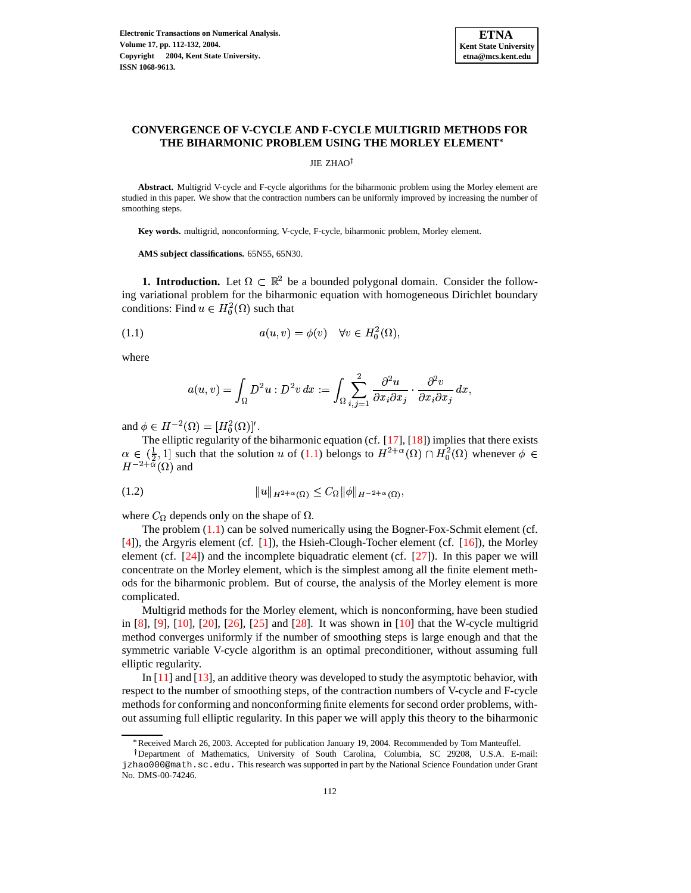# CONVERGENCE OF V-CYCLE AND F-CYCLE MULTIGRID METHODS FOR THE BIHARMONIC PROBLEM USING THE MORLEY ELEMENT*

JIE ZHAO†

**Abstract.** Multigrid V-cycle and F-cycle algorithms for the biharmonic problem using the Morley element are studied in this paper. We show that the contraction numbers can be uniformly improved by increasing the number of smoothing steps.

**Key words.** multigrid, nonconforming, V-cycle, F-cycle, biharmonic problem, Morley element.

**AMS subject classifications.** 65N55, 65N30.

**1. Introduction.** Let $\Omega \subset \mathbb{R}^2$ be a bounded polygonal domain. Consider the following variational problem for the biharmonic equation with homogeneous Dirichlet boundary conditions: Find $u \in H_0^2(\Omega)$ such that

$$a(u, v) = \phi(v) \quad \forall v \in H_0^2(\Omega), \tag{1.1}$$

where

$$a(u, v) = \int_\Omega D^2 u : D^2 v \, dx := \int_\Omega \sum_{i,j=1}^{2} \frac{\partial^2 u}{\partial x_i \partial x_j} \cdot \frac{\partial^2 v}{\partial x_i \partial x_j} \, dx,$$

and $\phi \in H^{-2}(\Omega) = [H_0^2(\Omega)]'$.

The elliptic regularity of the biharmonic equation (cf. [17], [18]) implies that there exists $\alpha \in (\frac{1}{2}, 1]$ such that the solution $u$ of (1.1) belongs to $H^{2+\alpha}(\Omega) \cap H_0^2(\Omega)$ whenever $\phi \in H^{-2+\alpha}(\Omega)$ and

$$\|u\|_{H^{2+\alpha}(\Omega)} \leq C_\Omega \|\phi\|_{H^{-2+\alpha}(\Omega)}, \tag{1.2}$$

where $C_\Omega$ depends only on the shape of $\Omega$.

The problem (1.1) can be solved numerically using the Bogner-Fox-Schmit element (cf. [4]), the Argyris element (cf. [1]), the Hsieh-Clough-Tocher element (cf. [16]), the Morley element (cf. [24]) and the incomplete biquadratic element (cf. [27]). In this paper we will concentrate on the Morley element, which is the simplest among all the finite element methods for the biharmonic problem. But of course, the analysis of the Morley element is more complicated.

Multigrid methods for the Morley element, which is nonconforming, have been studied in [8], [9], [10], [20], [26], [25] and [28]. It was shown in [10] that the W-cycle multigrid method converges uniformly if the number of smoothing steps is large enough and that the symmetric variable V-cycle algorithm is an optimal preconditioner, without assuming full elliptic regularity.

In [11] and [13], an additive theory was developed to study the asymptotic behavior, with respect to the number of smoothing steps, of the contraction numbers of V-cycle and F-cycle methods for conforming and nonconforming finite elements for second order problems, without assuming full elliptic regularity. In this paper we will apply this theory to the biharmonic

---

*Received March 26, 2003. Accepted for publication January 19, 2004. Recommended by Tom Manteuffel.

†Department of Mathematics, University of South Carolina, Columbia, SC 29208, U.S.A. E-mail: jzhao000@math.sc.edu. This research was supported in part by the National Science Foundation under Grant No. DMS-00-74246.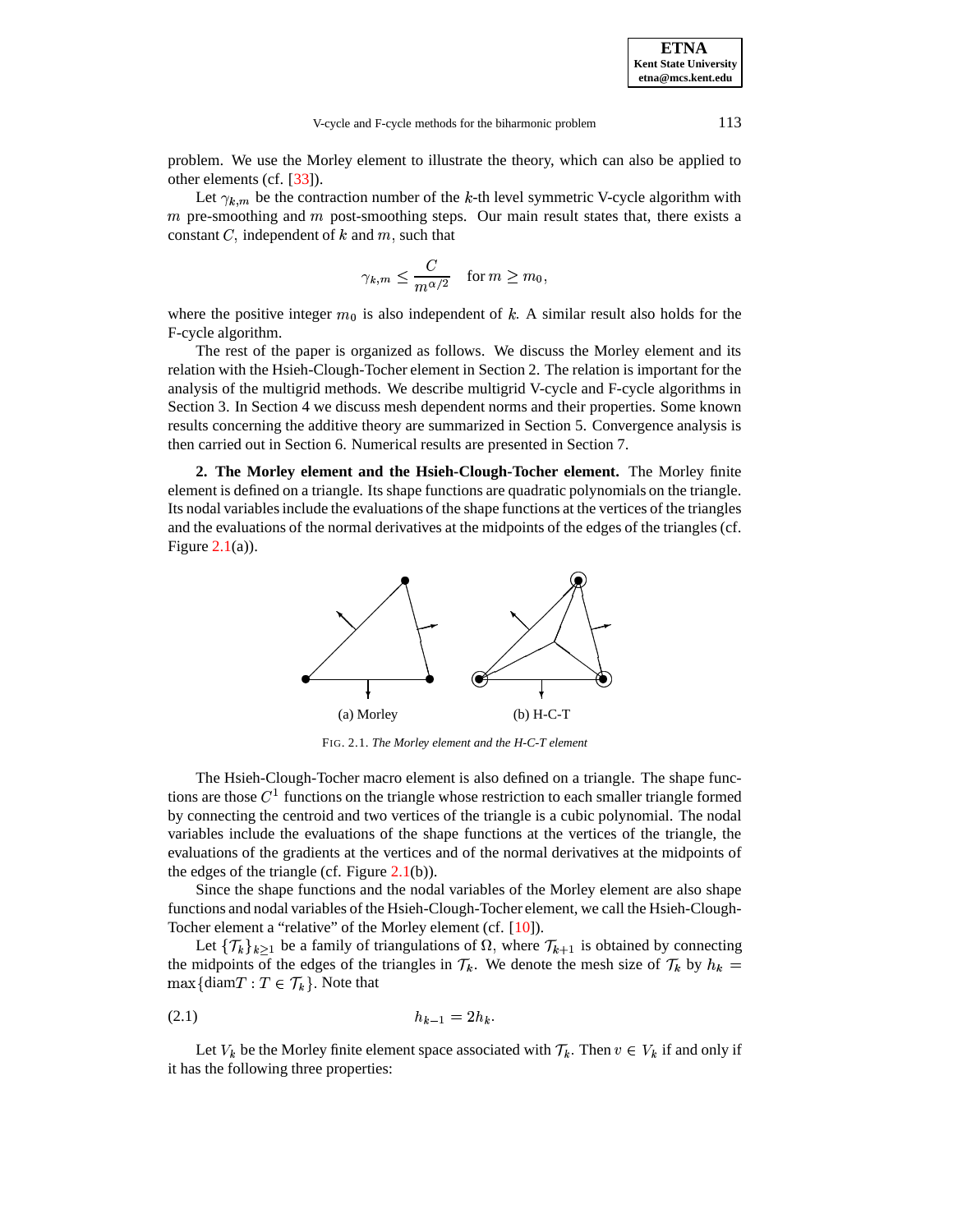problem. We use the Morley element to illustrate the theory, which can also be applied to other elements (cf. [33]).

Let $\gamma_{k,m}$ be the contraction number of the $k$-th level symmetric V-cycle algorithm with $m$ pre-smoothing and $m$ post-smoothing steps. Our main result states that, there exists a constant $C$, independent of $k$ and $m$, such that

$$\gamma_{k,m} \leq \frac{C}{m^{\alpha/2}} \quad \text{for } m \geq m_0,$$

where the positive integer $m_0$ is also independent of $k$. A similar result also holds for the F-cycle algorithm.

The rest of the paper is organized as follows. We discuss the Morley element and its relation with the Hsieh-Clough-Tocher element in Section 2. The relation is important for the analysis of the multigrid methods. We describe multigrid V-cycle and F-cycle algorithms in Section 3. In Section 4 we discuss mesh dependent norms and their properties. Some known results concerning the additive theory are summarized in Section 5. Convergence analysis is then carried out in Section 6. Numerical results are presented in Section 7.

## 2. The Morley element and the Hsieh-Clough-Tocher element.

The Morley finite element is defined on a triangle. Its shape functions are quadratic polynomials on the triangle. Its nodal variables include the evaluations of the shape functions at the vertices of the triangles and the evaluations of the normal derivatives at the midpoints of the edges of the triangles (cf. Figure 2.1(a)).

(a) Morley (b) H-C-T

FIG. 2.1. *The Morley element and the H-C-T element*

The Hsieh-Clough-Tocher macro element is also defined on a triangle. The shape functions are those $C^1$ functions on the triangle whose restriction to each smaller triangle formed by connecting the centroid and two vertices of the triangle is a cubic polynomial. The nodal variables include the evaluations of the shape functions at the vertices of the triangle, the evaluations of the gradients at the vertices and of the normal derivatives at the midpoints of the edges of the triangle (cf. Figure 2.1(b)).

Since the shape functions and the nodal variables of the Morley element are also shape functions and nodal variables of the Hsieh-Clough-Tocher element, we call the Hsieh-Clough-Tocher element a "relative" of the Morley element (cf. [10]).

Let $\{\mathcal{T}_k\}_{k\geq 1}$ be a family of triangulations of $\Omega$, where $\mathcal{T}_{k+1}$ is obtained by connecting the midpoints of the edges of the triangles in $\mathcal{T}_k$. We denote the mesh size of $\mathcal{T}_k$ by $h_k = \max\{\text{diam} T : T \in \mathcal{T}_k\}$. Note that

$$h_{k-1} = 2h_k. \tag{2.1}$$

Let $V_k$ be the Morley finite element space associated with $\mathcal{T}_k$. Then $v \in V_k$ if and only if it has the following three properties: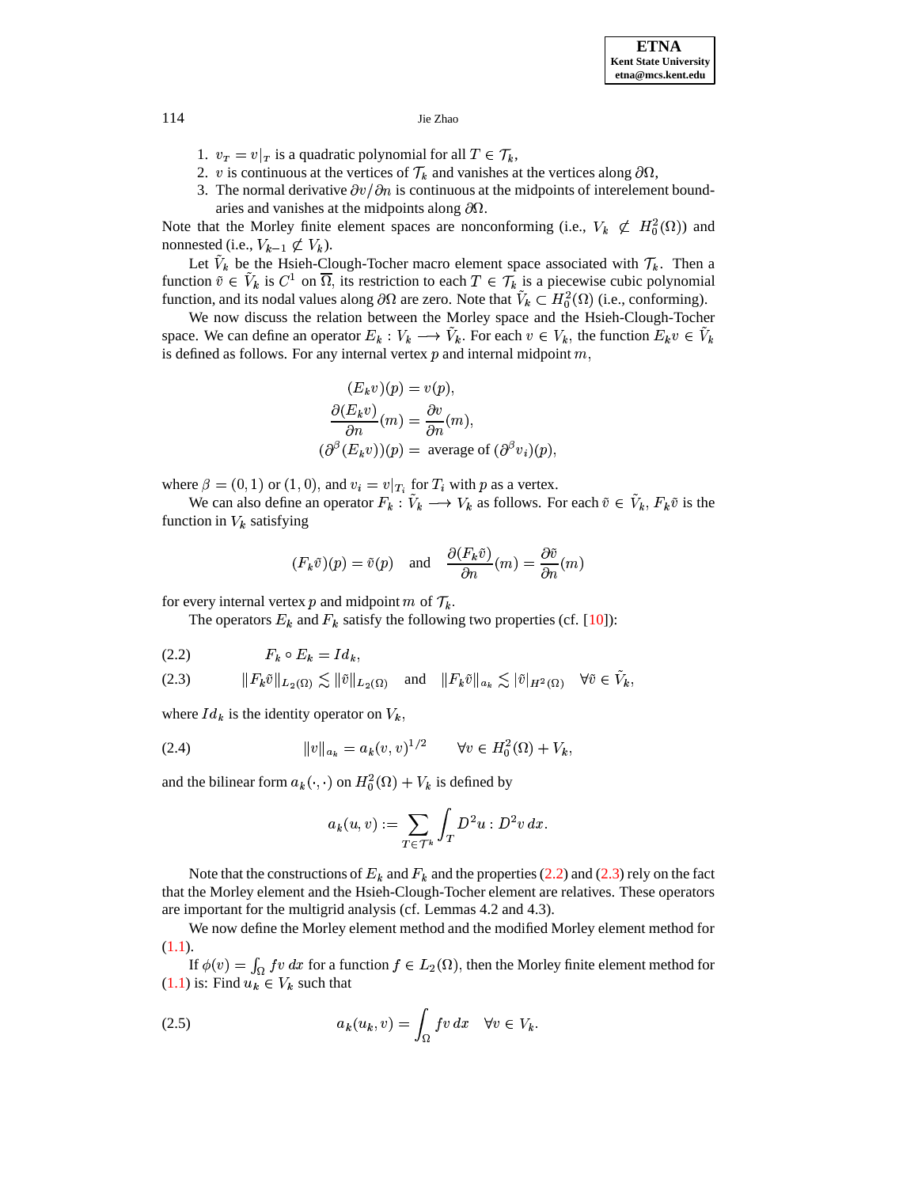1. $v_T = v|_T$ is a quadratic polynomial for all $T \in \mathcal{T}_k$,
2. $v$ is continuous at the vertices of $\mathcal{T}_k$ and vanishes at the vertices along $\partial\Omega$,
3. The normal derivative $\partial v/\partial n$ is continuous at the midpoints of interelement boundaries and vanishes at the midpoints along $\partial\Omega$.

Note that the Morley finite element spaces are nonconforming (i.e., $V_k \not\subset H_0^2(\Omega)$) and nonnested (i.e., $V_{k-1} \not\subset V_k$).

Let $\tilde{V}_k$ be the Hsieh-Clough-Tocher macro element space associated with $\mathcal{T}_k$. Then a function $\tilde{v} \in \tilde{V}_k$ is $C^1$ on $\overline{\Omega}$, its restriction to each $T \in \mathcal{T}_k$ is a piecewise cubic polynomial function, and its nodal values along $\partial\Omega$ are zero. Note that $\tilde{V}_k \subset H_0^2(\Omega)$ (i.e., conforming).

We now discuss the relation between the Morley space and the Hsieh-Clough-Tocher space. We can define an operator $E_k : V_k \longrightarrow \tilde{V}_k$. For each $v \in V_k$, the function $E_k v \in \tilde{V}_k$ is defined as follows. For any internal vertex $p$ and internal midpoint $m$,

$$
\begin{aligned}
(E_k v)(p) &= v(p), \\
\frac{\partial(E_k v)}{\partial n}(m) &= \frac{\partial v}{\partial n}(m), \\
(\partial^\beta(E_k v))(p) &= \text{ average of } (\partial^\beta v_i)(p),
\end{aligned}
$$

where $\beta = (0, 1)$ or $(1, 0)$, and $v_i = v|_{T_i}$ for $T_i$ with $p$ as a vertex.

We can also define an operator $F_k : \tilde{V}_k \longrightarrow V_k$ as follows. For each $\tilde{v} \in \tilde{V}_k$, $F_k\tilde{v}$ is the function in $V_k$ satisfying

$$
(F_k\tilde{v})(p) = \tilde{v}(p) \quad \text{and} \quad \frac{\partial(F_k\tilde{v})}{\partial n}(m) = \frac{\partial\tilde{v}}{\partial n}(m)
$$

for every internal vertex $p$ and midpoint $m$ of $\mathcal{T}_k$.

The operators $E_k$ and $F_k$ satisfy the following two properties (cf. [10]):

$$
F_k \circ E_k = Id_k, \tag{2.2}
$$

$$
\|F_k\tilde{v}\|_{L_2(\Omega)} \lesssim \|\tilde{v}\|_{L_2(\Omega)} \quad \text{and} \quad \|F_k\tilde{v}\|_{a_k} \lesssim |\tilde{v}|_{H^2(\Omega)} \quad \forall \tilde{v} \in \tilde{V}_k, \tag{2.3}
$$

where $Id_k$ is the identity operator on $V_k$,

$$
\|v\|_{a_k} = a_k(v, v)^{1/2} \qquad \forall v \in H_0^2(\Omega) + V_k, \tag{2.4}
$$

and the bilinear form $a_k(\cdot, \cdot)$ on $H_0^2(\Omega) + V_k$ is defined by

$$
a_k(u, v) := \sum_{T \in \mathcal{T}^k} \int_T D^2u : D^2v \, dx.
$$

Note that the constructions of $E_k$ and $F_k$ and the properties (2.2) and (2.3) rely on the fact that the Morley element and the Hsieh-Clough-Tocher element are relatives. These operators are important for the multigrid analysis (cf. Lemmas 4.2 and 4.3).

We now define the Morley element method and the modified Morley element method for (1.1).

If $\phi(v) = \int_\Omega fv \, dx$ for a function $f \in L_2(\Omega)$, then the Morley finite element method for (1.1) is: Find $u_k \in V_k$ such that

$$
a_k(u_k, v) = \int_\Omega fv \, dx \quad \forall v \in V_k. \tag{2.5}
$$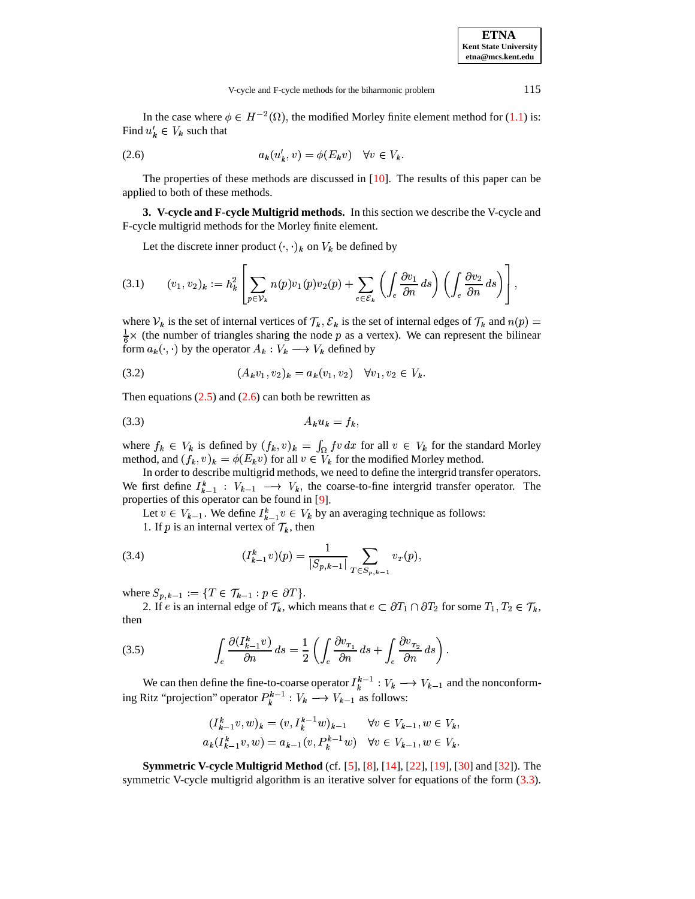In the case where $\phi \in H^{-2}(\Omega)$, the modified Morley finite element method for (1.1) is: Find $u'_k \in V_k$ such that

$$a_k(u'_k, v) = \phi(E_k v) \quad \forall v \in V_k. \tag{2.6}$$

The properties of these methods are discussed in [10]. The results of this paper can be applied to both of these methods.

## 3. V-cycle and F-cycle Multigrid methods.

In this section we describe the V-cycle and F-cycle multigrid methods for the Morley finite element.

Let the discrete inner product $(\cdot,\cdot)_k$ on $V_k$ be defined by

$$(v_1, v_2)_k := h_k^2 \left[ \sum_{p \in \mathcal{V}_k} n(p) v_1(p) v_2(p) + \sum_{e \in \mathcal{E}_k} \left( \int_e \frac{\partial v_1}{\partial n}\, ds \right) \left( \int_e \frac{\partial v_2}{\partial n}\, ds \right) \right], \tag{3.1}$$

where $\mathcal{V}_k$ is the set of internal vertices of $\mathcal{T}_k$, $\mathcal{E}_k$ is the set of internal edges of $\mathcal{T}_k$ and $n(p) = \frac{1}{6}\times$ (the number of triangles sharing the node $p$ as a vertex). We can represent the bilinear form $a_k(\cdot,\cdot)$ by the operator $A_k : V_k \longrightarrow V_k$ defined by

$$(A_k v_1, v_2)_k = a_k(v_1, v_2) \quad \forall v_1, v_2 \in V_k. \tag{3.2}$$

Then equations (2.5) and (2.6) can both be rewritten as

$$A_k u_k = f_k, \tag{3.3}$$

where $f_k \in V_k$ is defined by $(f_k, v)_k = \int_\Omega f v\, dx$ for all $v \in V_k$ for the standard Morley method, and $(f_k, v)_k = \phi(E_k v)$ for all $v \in V_k$ for the modified Morley method.

In order to describe multigrid methods, we need to define the intergrid transfer operators. We first define $I_{k-1}^k : V_{k-1} \longrightarrow V_k$, the coarse-to-fine intergrid transfer operator. The properties of this operator can be found in [9].

Let $v \in V_{k-1}$. We define $I_{k-1}^k v \in V_k$ by an averaging technique as follows:

1. If $p$ is an internal vertex of $\mathcal{T}_k$, then

$$(I_{k-1}^k v)(p) = \frac{1}{|S_{p,k-1}|} \sum_{T \in S_{p,k-1}} v_T(p), \tag{3.4}$$

where $S_{p,k-1} := \{T \in \mathcal{T}_{k-1} : p \in \partial T\}$.

2. If $e$ is an internal edge of $\mathcal{T}_k$, which means that $e \subset \partial T_1 \cap \partial T_2$ for some $T_1, T_2 \in \mathcal{T}_k$, then

$$\int_e \frac{\partial (I_{k-1}^k v)}{\partial n}\, ds = \frac{1}{2} \left( \int_e \frac{\partial v_{T_1}}{\partial n}\, ds + \int_e \frac{\partial v_{T_2}}{\partial n}\, ds \right). \tag{3.5}$$

We can then define the fine-to-coarse operator $I_k^{k-1} : V_k \longrightarrow V_{k-1}$ and the nonconforming Ritz "projection" operator $P_k^{k-1} : V_k \longrightarrow V_{k-1}$ as follows:

$$(I_{k-1}^k v, w)_k = (v, I_k^{k-1} w)_{k-1} \qquad \forall v \in V_{k-1}, w \in V_k,$$
$$a_k(I_{k-1}^k v, w) = a_{k-1}(v, P_k^{k-1} w) \quad \forall v \in V_{k-1}, w \in V_k.$$

**Symmetric V-cycle Multigrid Method** (cf. [5], [8], [14], [22], [19], [30] and [32]). The symmetric V-cycle multigrid algorithm is an iterative solver for equations of the form (3.3).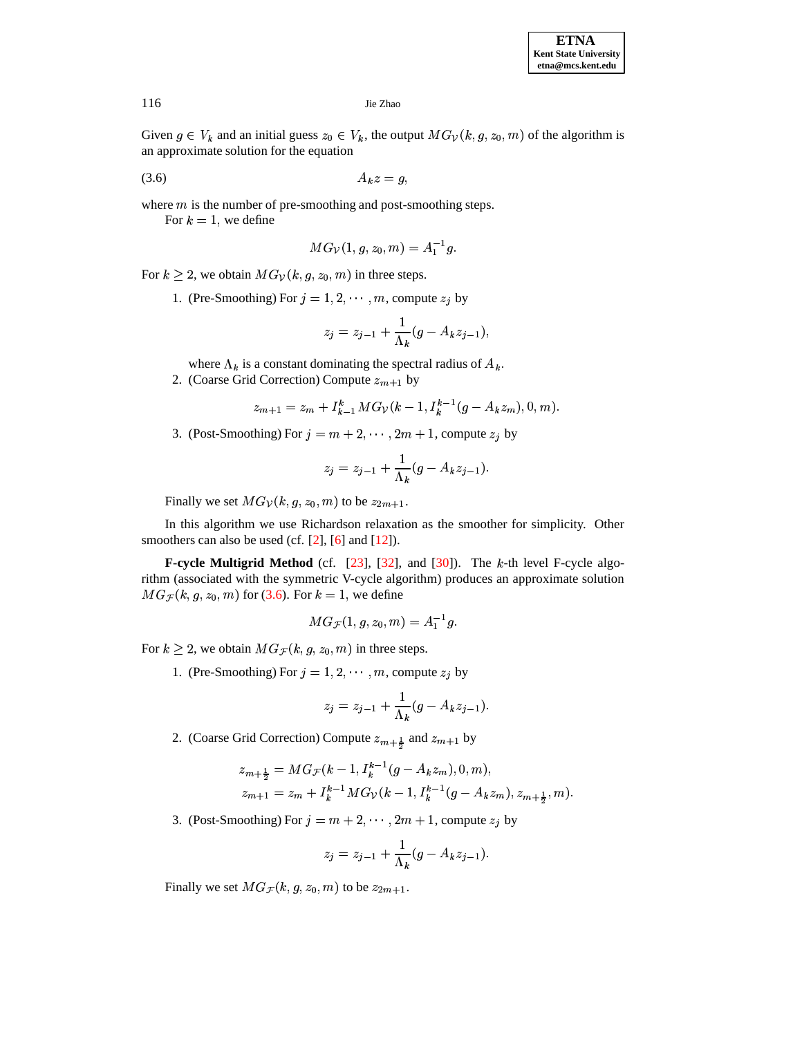Given $g \in V_k$ and an initial guess $z_0 \in V_k$, the output $MG_{\mathcal{V}}(k, g, z_0, m)$ of the algorithm is an approximate solution for the equation

$$A_k z = g, \tag{3.6}$$

where $m$ is the number of pre-smoothing and post-smoothing steps.

For $k = 1$, we define

$$MG_{\mathcal{V}}(1, g, z_0, m) = A_1^{-1} g.$$

For $k \geq 2$, we obtain $MG_{\mathcal{V}}(k, g, z_0, m)$ in three steps.

1. (Pre-Smoothing) For $j = 1, 2, \cdots, m$, compute $z_j$ by

$$z_j = z_{j-1} + \frac{1}{\Lambda_k}(g - A_k z_{j-1}),$$

   where $\Lambda_k$ is a constant dominating the spectral radius of $A_k$.

2. (Coarse Grid Correction) Compute $z_{m+1}$ by

$$z_{m+1} = z_m + I_{k-1}^k MG_{\mathcal{V}}(k-1, I_k^{k-1}(g - A_k z_m), 0, m).$$

3. (Post-Smoothing) For $j = m+2, \cdots, 2m+1$, compute $z_j$ by

$$z_j = z_{j-1} + \frac{1}{\Lambda_k}(g - A_k z_{j-1}).$$

Finally we set $MG_{\mathcal{V}}(k, g, z_0, m)$ to be $z_{2m+1}$.

In this algorithm we use Richardson relaxation as the smoother for simplicity. Other smoothers can also be used (cf. [2], [6] and [12]).

**F-cycle Multigrid Method** (cf. [23], [32], and [30]). The $k$-th level F-cycle algorithm (associated with the symmetric V-cycle algorithm) produces an approximate solution $MG_{\mathcal{F}}(k, g, z_0, m)$ for (3.6). For $k = 1$, we define

$$MG_{\mathcal{F}}(1, g, z_0, m) = A_1^{-1} g.$$

For $k \geq 2$, we obtain $MG_{\mathcal{F}}(k, g, z_0, m)$ in three steps.

1. (Pre-Smoothing) For $j = 1, 2, \cdots, m$, compute $z_j$ by

$$z_j = z_{j-1} + \frac{1}{\Lambda_k}(g - A_k z_{j-1}).$$

2. (Coarse Grid Correction) Compute $z_{m+\frac{1}{2}}$ and $z_{m+1}$ by

$$\begin{aligned}
z_{m+\frac{1}{2}} &= MG_{\mathcal{F}}(k-1, I_k^{k-1}(g - A_k z_m), 0, m), \\
z_{m+1} &= z_m + I_k^{k-1} MG_{\mathcal{V}}(k-1, I_k^{k-1}(g - A_k z_m), z_{m+\frac{1}{2}}, m).
\end{aligned}$$

3. (Post-Smoothing) For $j = m+2, \cdots, 2m+1$, compute $z_j$ by

$$z_j = z_{j-1} + \frac{1}{\Lambda_k}(g - A_k z_{j-1}).$$

Finally we set $MG_{\mathcal{F}}(k, g, z_0, m)$ to be $z_{2m+1}$.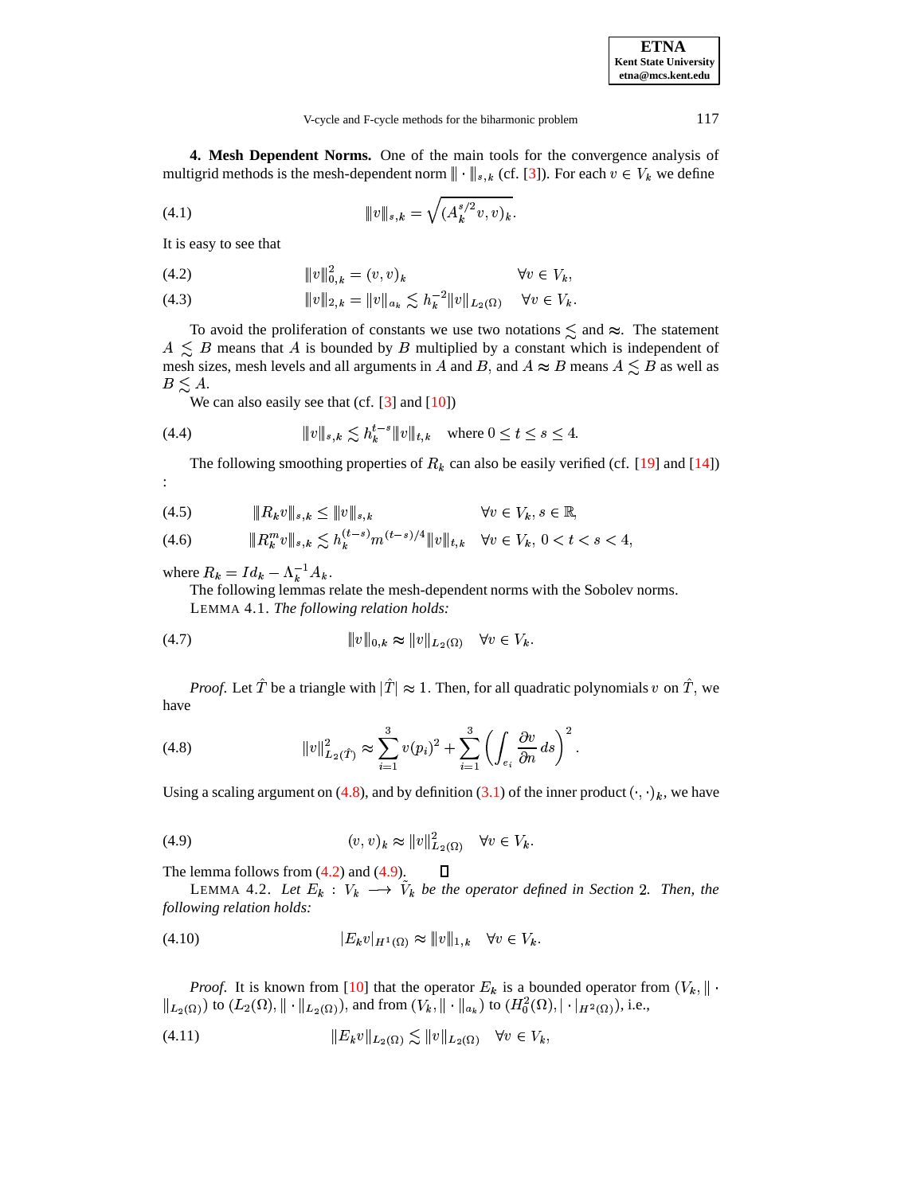**4. Mesh Dependent Norms.** One of the main tools for the convergence analysis of multigrid methods is the mesh-dependent norm $\|\!| \cdot |\!\|_{s,k}$ (cf. [3]). For each $v \in V_k$ we define

$$\|\!|v|\!\|_{s,k} = \sqrt{(A_k^{s/2} v, v)_k}. \tag{4.1}$$

It is easy to see that

$$\|\!|v|\!\|_{0,k}^2 = (v,v)_k \qquad \forall v \in V_k, \tag{4.2}$$

$$\|\!|v|\!\|_{2,k} = \|v\|_{a_k} \lesssim h_k^{-2} \|v\|_{L_2(\Omega)} \quad \forall v \in V_k. \tag{4.3}$$

To avoid the proliferation of constants we use two notations $\lesssim$ and $\approx$. The statement $A \lesssim B$ means that $A$ is bounded by $B$ multiplied by a constant which is independent of mesh sizes, mesh levels and all arguments in $A$ and $B$, and $A \approx B$ means $A \lesssim B$ as well as $B \lesssim A$.

We can also easily see that (cf. [3] and [10])

$$\|\!|v|\!\|_{s,k} \lesssim h_k^{t-s} \|\!|v|\!\|_{t,k} \quad \text{where } 0 \le t \le s \le 4. \tag{4.4}$$

The following smoothing properties of $R_k$ can also be easily verified (cf. [19] and [14]) :

$$\|\!|R_k v|\!\|_{s,k} \le \|\!|v|\!\|_{s,k} \qquad \forall v \in V_k,\, s \in \mathbb{R}, \tag{4.5}$$

$$\|\!|R_k^m v|\!\|_{s,k} \lesssim h_k^{(t-s)} m^{(t-s)/4} \|\!|v|\!\|_{t,k} \quad \forall v \in V_k,\ 0 < t < s < 4, \tag{4.6}$$

where $R_k = Id_k - \Lambda_k^{-1} A_k$.

The following lemmas relate the mesh-dependent norms with the Sobolev norms.

LEMMA 4.1. *The following relation holds:*

$$\|\!|v|\!\|_{0,k} \approx \|v\|_{L_2(\Omega)} \quad \forall v \in V_k. \tag{4.7}$$

*Proof*. Let $\hat{T}$ be a triangle with $|\hat{T}| \approx 1$. Then, for all quadratic polynomials $v$ on $\hat{T}$, we have

$$\|v\|_{L_2(\hat{T})}^2 \approx \sum_{i=1}^{3} v(p_i)^2 + \sum_{i=1}^{3} \left( \int_{e_i} \frac{\partial v}{\partial n}\, ds \right)^2. \tag{4.8}$$

Using a scaling argument on (4.8), and by definition (3.1) of the inner product $(\cdot,\cdot)_k$, we have

$$(v,v)_k \approx \|v\|_{L_2(\Omega)}^2 \quad \forall v \in V_k. \tag{4.9}$$

The lemma follows from (4.2) and (4.9). ☐

LEMMA 4.2. *Let $E_k : V_k \longrightarrow \tilde{V}_k$ be the operator defined in Section 2. Then, the following relation holds:*

$$|E_k v|_{H^1(\Omega)} \approx \|\!|v|\!\|_{1,k} \quad \forall v \in V_k. \tag{4.10}$$

*Proof*. It is known from [10] that the operator $E_k$ is a bounded operator from $(V_k, \|\cdot\|_{L_2(\Omega)})$ to $(L_2(\Omega), \|\cdot\|_{L_2(\Omega)})$, and from $(V_k, \|\cdot\|_{a_k})$ to $(H_0^2(\Omega), |\cdot|_{H^2(\Omega)})$, i.e.,

$$\|E_k v\|_{L_2(\Omega)} \lesssim \|v\|_{L_2(\Omega)} \quad \forall v \in V_k, \tag{4.11}$$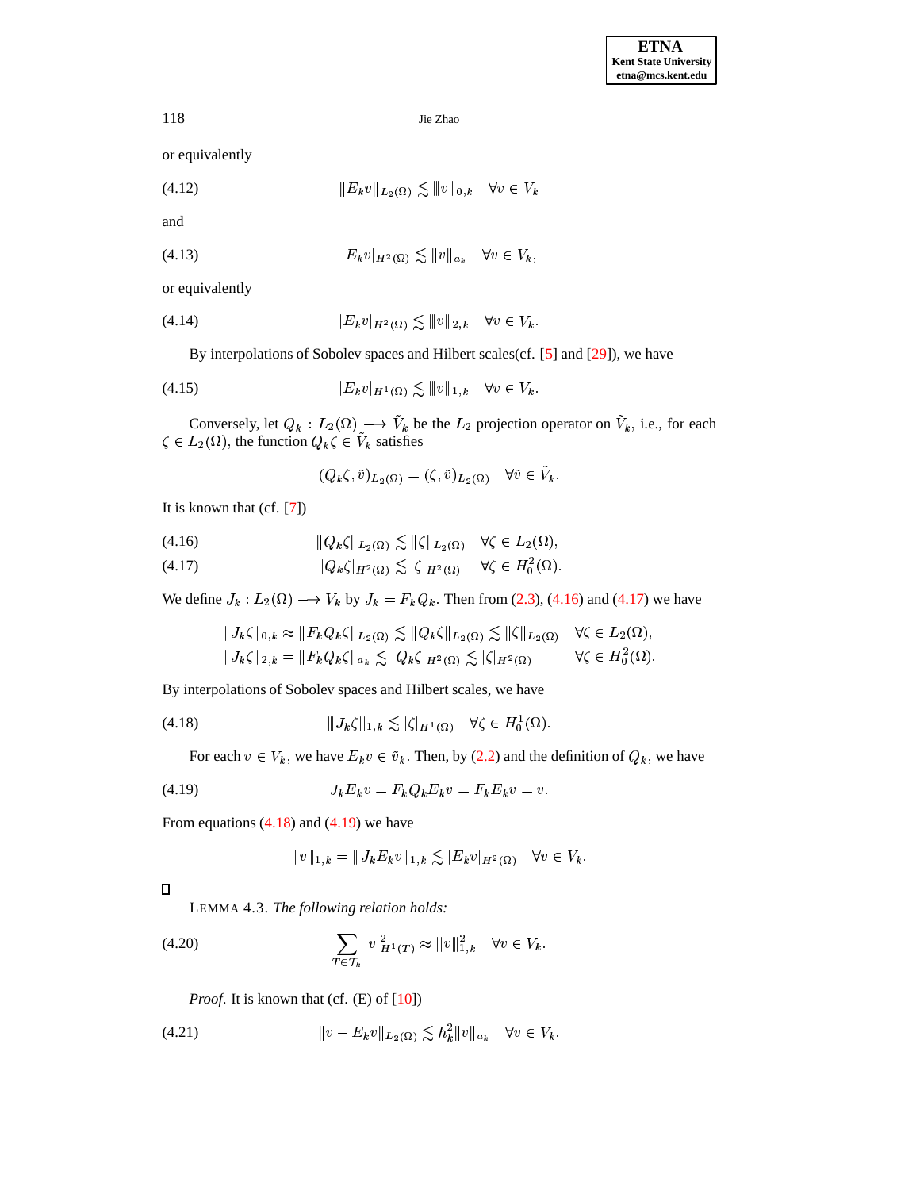or equivalently

$$\|E_k v\|_{L_2(\Omega)} \lesssim \|v\|_{0,k} \quad \forall v \in V_k \tag{4.12}$$

and

$$|E_k v|_{H^2(\Omega)} \lesssim \|v\|_{a_k} \quad \forall v \in V_k, \tag{4.13}$$

or equivalently

$$|E_k v|_{H^2(\Omega)} \lesssim \|v\|_{2,k} \quad \forall v \in V_k. \tag{4.14}$$

By interpolations of Sobolev spaces and Hilbert scales(cf. [5] and [29]), we have

$$|E_k v|_{H^1(\Omega)} \lesssim \|v\|_{1,k} \quad \forall v \in V_k. \tag{4.15}$$

Conversely, let $Q_k : L_2(\Omega) \longrightarrow \tilde{V}_k$ be the $L_2$ projection operator on $\tilde{V}_k$, i.e., for each $\zeta \in L_2(\Omega)$, the function $Q_k\zeta \in \tilde{V}_k$ satisfies

$$(Q_k\zeta, \tilde{v})_{L_2(\Omega)} = (\zeta, \tilde{v})_{L_2(\Omega)} \quad \forall \tilde{v} \in \tilde{V}_k.$$

It is known that (cf. [7])

$$\|Q_k\zeta\|_{L_2(\Omega)} \lesssim \|\zeta\|_{L_2(\Omega)} \quad \forall \zeta \in L_2(\Omega), \tag{4.16}$$

$$|Q_k\zeta|_{H^2(\Omega)} \lesssim |\zeta|_{H^2(\Omega)} \quad \forall \zeta \in H_0^2(\Omega). \tag{4.17}$$

We define $J_k : L_2(\Omega) \longrightarrow V_k$ by $J_k = F_k Q_k$. Then from (2.3), (4.16) and (4.17) we have

$$\|J_k\zeta\|_{0,k} \approx \|F_k Q_k\zeta\|_{L_2(\Omega)} \lesssim \|Q_k\zeta\|_{L_2(\Omega)} \lesssim \|\zeta\|_{L_2(\Omega)} \quad \forall \zeta \in L_2(\Omega),$$
$$\|J_k\zeta\|_{2,k} = \|F_k Q_k\zeta\|_{a_k} \lesssim |Q_k\zeta|_{H^2(\Omega)} \lesssim |\zeta|_{H^2(\Omega)} \quad \forall \zeta \in H_0^2(\Omega).$$

By interpolations of Sobolev spaces and Hilbert scales, we have

$$\|J_k\zeta\|_{1,k} \lesssim |\zeta|_{H^1(\Omega)} \quad \forall \zeta \in H_0^1(\Omega). \tag{4.18}$$

For each $v \in V_k$, we have $E_k v \in \tilde{v}_k$. Then, by (2.2) and the definition of $Q_k$, we have

$$J_k E_k v = F_k Q_k E_k v = F_k E_k v = v. \tag{4.19}$$

From equations (4.18) and (4.19) we have

$$\|v\|_{1,k} = \|J_k E_k v\|_{1,k} \lesssim |E_k v|_{H^2(\Omega)} \quad \forall v \in V_k.$$

□

LEMMA 4.3. *The following relation holds:*

$$\sum_{T \in \mathcal{T}_k} |v|^2_{H^1(T)} \approx \|v\|^2_{1,k} \quad \forall v \in V_k. \tag{4.20}$$

*Proof.* It is known that (cf. (E) of [10])

$$\|v - E_k v\|_{L_2(\Omega)} \lesssim h_k^2 \|v\|_{a_k} \quad \forall v \in V_k. \tag{4.21}$$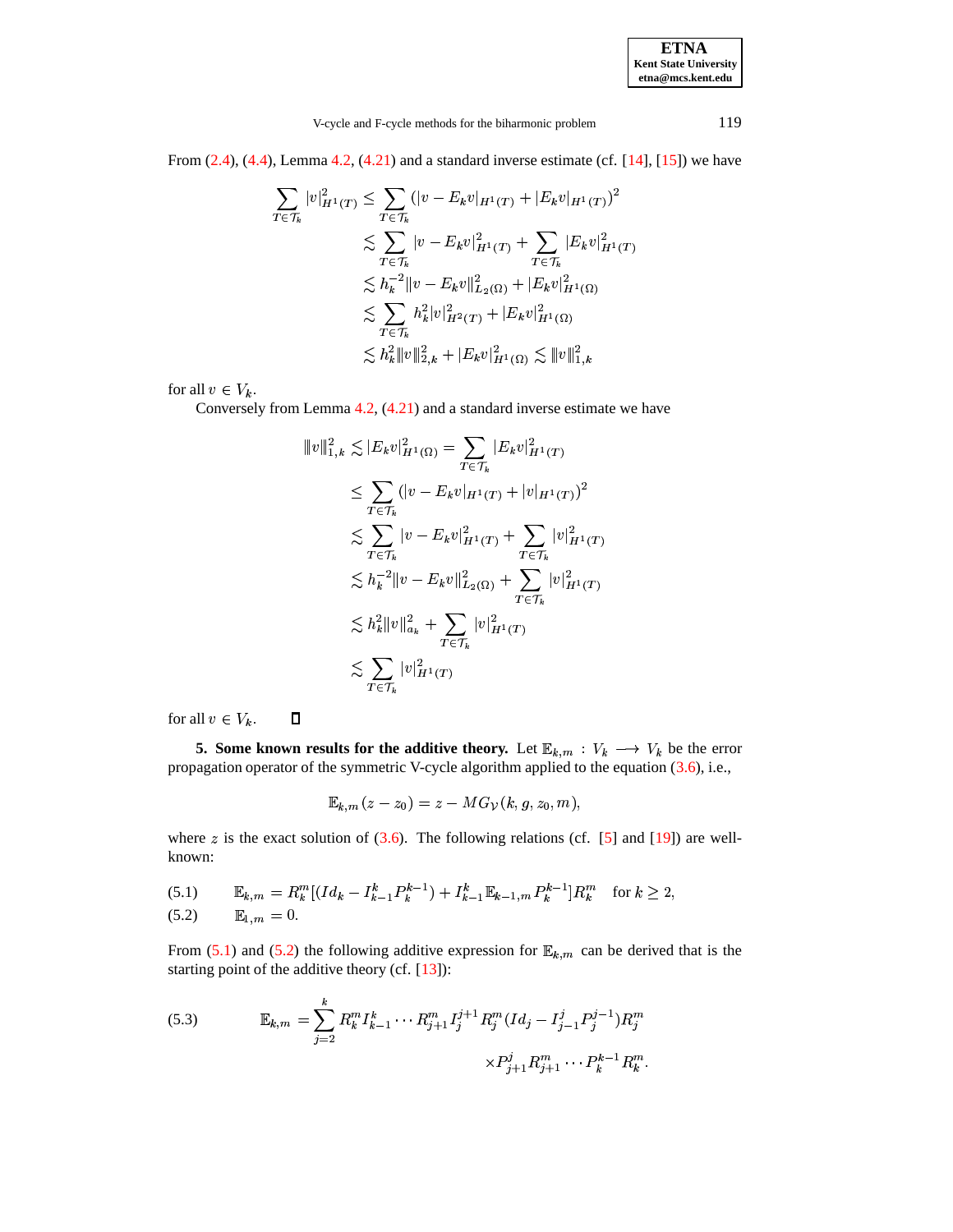From (2.4), (4.4), Lemma 4.2, (4.21) and a standard inverse estimate (cf. [14], [15]) we have

$$
\begin{aligned}
\sum_{T\in\mathcal{T}_k} |v|^2_{H^1(T)} &\le \sum_{T\in\mathcal{T}_k} \big(|v-E_k v|_{H^1(T)} + |E_k v|_{H^1(T)}\big)^2 \\
&\lesssim \sum_{T\in\mathcal{T}_k} |v-E_k v|^2_{H^1(T)} + \sum_{T\in\mathcal{T}_k} |E_k v|^2_{H^1(T)} \\
&\lesssim h_k^{-2}\|v-E_k v\|^2_{L_2(\Omega)} + |E_k v|^2_{H^1(\Omega)} \\
&\lesssim \sum_{T\in\mathcal{T}_k} h_k^2 |v|^2_{H^2(T)} + |E_k v|^2_{H^1(\Omega)} \\
&\lesssim h_k^2 \|v\|^2_{2,k} + |E_k v|^2_{H^1(\Omega)} \lesssim \|v\|^2_{1,k}
\end{aligned}
$$

for all $v \in V_k$.

Conversely from Lemma 4.2, (4.21) and a standard inverse estimate we have

$$
\begin{aligned}
\|v\|^2_{1,k} &\lesssim |E_k v|^2_{H^1(\Omega)} = \sum_{T\in\mathcal{T}_k} |E_k v|^2_{H^1(T)} \\
&\le \sum_{T\in\mathcal{T}_k} \big(|v-E_k v|_{H^1(T)} + |v|_{H^1(T)}\big)^2 \\
&\lesssim \sum_{T\in\mathcal{T}_k} |v-E_k v|^2_{H^1(T)} + \sum_{T\in\mathcal{T}_k} |v|^2_{H^1(T)} \\
&\lesssim h_k^{-2}\|v-E_k v\|^2_{L_2(\Omega)} + \sum_{T\in\mathcal{T}_k} |v|^2_{H^1(T)} \\
&\lesssim h_k^2 \|v\|^2_{a_k} + \sum_{T\in\mathcal{T}_k} |v|^2_{H^1(T)} \\
&\lesssim \sum_{T\in\mathcal{T}_k} |v|^2_{H^1(T)}
\end{aligned}
$$

for all $v \in V_k$. ∎

**5. Some known results for the additive theory.** Let $\mathbb{E}_{k,m} : V_k \longrightarrow V_k$ be the error propagation operator of the symmetric V-cycle algorithm applied to the equation (3.6), i.e.,

$$
\mathbb{E}_{k,m}(z - z_0) = z - MG_{\mathcal{V}}(k, g, z_0, m),
$$

where $z$ is the exact solution of (3.6). The following relations (cf. [5] and [19]) are well-known:

$$
\mathbb{E}_{k,m} = R_k^m[(Id_k - I_{k-1}^k P_k^{k-1}) + I_{k-1}^k \mathbb{E}_{k-1,m} P_k^{k-1}]R_k^m \quad \text{for } k \ge 2, \tag{5.1}
$$

$$
\mathbb{E}_{1,m} = 0. \tag{5.2}
$$

From (5.1) and (5.2) the following additive expression for $\mathbb{E}_{k,m}$ can be derived that is the starting point of the additive theory (cf. [13]):

$$
\begin{aligned}
\mathbb{E}_{k,m} = \sum_{j=2}^{k} & R_k^m I_{k-1}^k \cdots R_{j+1}^m I_j^{j+1} R_j^m (Id_j - I_{j-1}^j P_j^{j-1}) R_j^m \\
& \times P_{j+1}^j R_{j+1}^m \cdots P_k^{k-1} R_k^m.
\end{aligned} \tag{5.3}
$$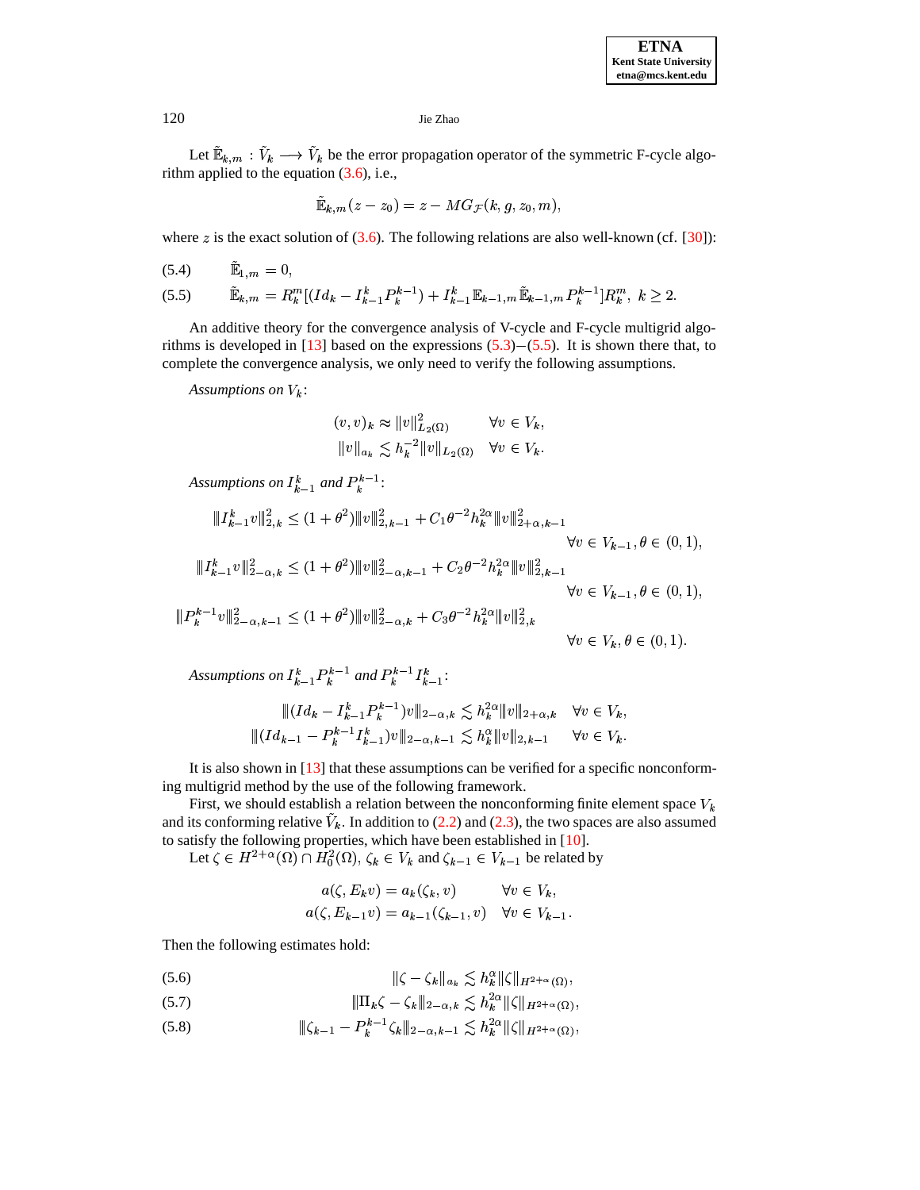Let $\tilde{\mathbb{E}}_{k,m} : \tilde{V}_k \longrightarrow \tilde{V}_k$ be the error propagation operator of the symmetric F-cycle algorithm applied to the equation (3.6), i.e.,

$$\tilde{\mathbb{E}}_{k,m}(z - z_0) = z - MG_{\mathcal{F}}(k, g, z_0, m),$$

where $z$ is the exact solution of (3.6). The following relations are also well-known (cf. [30]):

$$\tilde{\mathbb{E}}_{1,m} = 0, \tag{5.4}$$

$$\tilde{\mathbb{E}}_{k,m} = R_k^m[(Id_k - I_{k-1}^k P_k^{k-1}) + I_{k-1}^k \mathbb{E}_{k-1,m} \tilde{\mathbb{E}}_{k-1,m} P_k^{k-1}]R_k^m, \; k \geq 2. \tag{5.5}$$

An additive theory for the convergence analysis of V-cycle and F-cycle multigrid algorithms is developed in [13] based on the expressions (5.3)–(5.5). It is shown there that, to complete the convergence analysis, we only need to verify the following assumptions.

*Assumptions on* $V_k$:

$$(v, v)_k \approx \|v\|_{L_2(\Omega)}^2 \qquad \forall v \in V_k,$$
$$\|v\|_{a_k} \lesssim h_k^{-2} \|v\|_{L_2(\Omega)} \quad \forall v \in V_k.$$

*Assumptions on* $I_{k-1}^k$ *and* $P_k^{k-1}$:

$$|||I_{k-1}^k v|||_{2,k}^2 \leq (1 + \theta^2) |||v|||_{2,k-1}^2 + C_1 \theta^{-2} h_k^{2\alpha} |||v|||_{2+\alpha,k-1}^2 \qquad \forall v \in V_{k-1}, \theta \in (0,1),$$

$$|||I_{k-1}^k v|||_{2-\alpha,k}^2 \leq (1 + \theta^2) |||v|||_{2-\alpha,k-1}^2 + C_2 \theta^{-2} h_k^{2\alpha} |||v|||_{2,k-1}^2 \qquad \forall v \in V_{k-1}, \theta \in (0,1),$$

$$|||P_k^{k-1} v|||_{2-\alpha,k-1}^2 \leq (1 + \theta^2) |||v|||_{2-\alpha,k}^2 + C_3 \theta^{-2} h_k^{2\alpha} |||v|||_{2,k}^2 \qquad \forall v \in V_k, \theta \in (0,1).$$

*Assumptions on* $I_{k-1}^k P_k^{k-1}$ *and* $P_k^{k-1} I_{k-1}^k$:

$$|||(Id_k - I_{k-1}^k P_k^{k-1})v|||_{2-\alpha,k} \lesssim h_k^{2\alpha} |||v|||_{2+\alpha,k} \quad \forall v \in V_k,$$
$$|||(Id_{k-1} - P_k^{k-1} I_{k-1}^k)v|||_{2-\alpha,k-1} \lesssim h_k^{\alpha} |||v|||_{2,k-1} \quad \forall v \in V_k.$$

It is also shown in [13] that these assumptions can be verified for a specific nonconforming multigrid method by the use of the following framework.

First, we should establish a relation between the nonconforming finite element space $V_k$ and its conforming relative $\tilde{V}_k$. In addition to (2.2) and (2.3), the two spaces are also assumed to satisfy the following properties, which have been established in [10].

Let $\zeta \in H^{2+\alpha}(\Omega) \cap H_0^2(\Omega)$, $\zeta_k \in V_k$ and $\zeta_{k-1} \in V_{k-1}$ be related by

$$a(\zeta, E_k v) = a_k(\zeta_k, v) \qquad \forall v \in V_k,$$
$$a(\zeta, E_{k-1} v) = a_{k-1}(\zeta_{k-1}, v) \quad \forall v \in V_{k-1}.$$

Then the following estimates hold:

$$\|\zeta - \zeta_k\|_{a_k} \lesssim h_k^{\alpha} \|\zeta\|_{H^{2+\alpha}(\Omega)}, \tag{5.6}$$

$$|||\Pi_k \zeta - \zeta_k|||_{2-\alpha,k} \lesssim h_k^{2\alpha} \|\zeta\|_{H^{2+\alpha}(\Omega)}, \tag{5.7}$$

$$|||\zeta_{k-1} - P_k^{k-1} \zeta_k|||_{2-\alpha,k-1} \lesssim h_k^{2\alpha} \|\zeta\|_{H^{2+\alpha}(\Omega)}, \tag{5.8}$$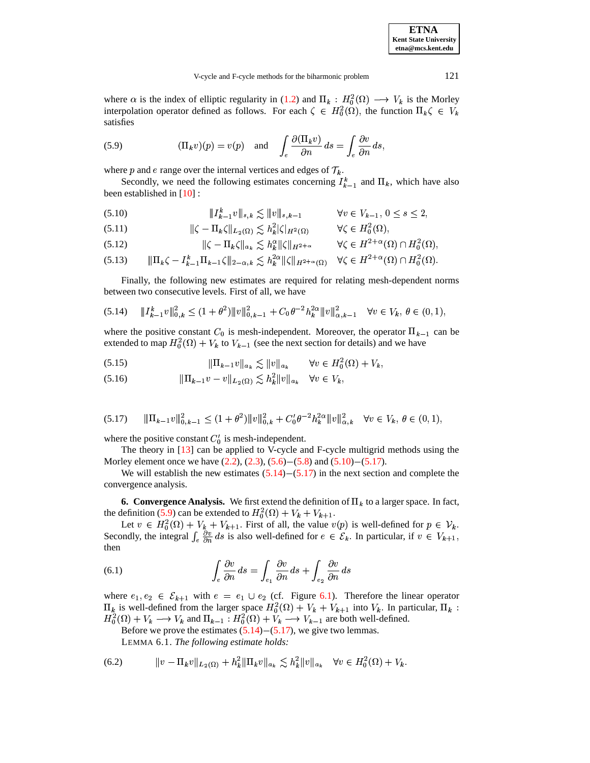where $\alpha$ is the index of elliptic regularity in (1.2) and $\Pi_k : H_0^2(\Omega) \longrightarrow V_k$ is the Morley interpolation operator defined as follows. For each $\zeta \in H_0^2(\Omega)$, the function $\Pi_k\zeta \in V_k$ satisfies

$$(\Pi_k v)(p) = v(p) \quad \text{and} \quad \int_e \frac{\partial(\Pi_k v)}{\partial n}\,ds = \int_e \frac{\partial v}{\partial n}\,ds, \tag{5.9}$$

where $p$ and $e$ range over the internal vertices and edges of $\mathcal{T}_k$.

Secondly, we need the following estimates concerning $I_{k-1}^k$ and $\Pi_k$, which have also been established in [10] :

$$\|I_{k-1}^k v\|_{s,k} \lesssim \|v\|_{s,k-1} \qquad \forall v \in V_{k-1},\ 0 \le s \le 2, \tag{5.10}$$

$$\|\zeta - \Pi_k\zeta\|_{L_2(\Omega)} \lesssim h_k^2|\zeta|_{H^2(\Omega)} \qquad \forall \zeta \in H_0^2(\Omega), \tag{5.11}$$

$$\|\zeta - \Pi_k\zeta\|_{a_k} \lesssim h_k^\alpha\|\zeta\|_{H^{2+\alpha}} \qquad \forall \zeta \in H^{2+\alpha}(\Omega) \cap H_0^2(\Omega), \tag{5.12}$$

$$\|\Pi_k\zeta - I_{k-1}^k\Pi_{k-1}\zeta\|_{2-\alpha,k} \lesssim h_k^{2\alpha}\|\zeta\|_{H^{2+\alpha}(\Omega)} \quad \forall \zeta \in H^{2+\alpha}(\Omega) \cap H_0^2(\Omega). \tag{5.13}$$

Finally, the following new estimates are required for relating mesh-dependent norms between two consecutive levels. First of all, we have

$$\|I_{k-1}^k v\|_{0,k}^2 \le (1+\theta^2)\|v\|_{0,k-1}^2 + C_0\theta^{-2}h_k^{2\alpha}\|v\|_{\alpha,k-1}^2 \quad \forall v \in V_k,\ \theta \in (0,1), \tag{5.14}$$

where the positive constant $C_0$ is mesh-independent. Moreover, the operator $\Pi_{k-1}$ can be extended to map $H_0^2(\Omega) + V_k$ to $V_{k-1}$ (see the next section for details) and we have

$$\|\Pi_{k-1}v\|_{a_k} \lesssim \|v\|_{a_k} \qquad \forall v \in H_0^2(\Omega) + V_k, \tag{5.15}$$

$$\|\Pi_{k-1}v - v\|_{L_2(\Omega)} \lesssim h_k^2\|v\|_{a_k} \quad \forall v \in V_k, \tag{5.16}$$

$$\|\Pi_{k-1}v\|_{0,k-1}^2 \le (1+\theta^2)\|v\|_{0,k}^2 + C_0'\theta^{-2}h_k^{2\alpha}\|v\|_{\alpha,k}^2 \quad \forall v \in V_k,\ \theta \in (0,1), \tag{5.17}$$

where the positive constant $C_0'$ is mesh-independent.

The theory in [13] can be applied to V-cycle and F-cycle multigrid methods using the Morley element once we have (2.2), (2.3), (5.6)–(5.8) and (5.10)–(5.17).

We will establish the new estimates (5.14)–(5.17) in the next section and complete the convergence analysis.

**6. Convergence Analysis.** We first extend the definition of $\Pi_k$ to a larger space. In fact, the definition (5.9) can be extended to $H_0^2(\Omega) + V_k + V_{k+1}$.

Let $v \in H_0^2(\Omega) + V_k + V_{k+1}$. First of all, the value $v(p)$ is well-defined for $p \in \mathcal{V}_k$. Secondly, the integral $\int_e \frac{\partial v}{\partial n}\,ds$ is also well-defined for $e \in \mathcal{E}_k$. In particular, if $v \in V_{k+1}$, then

$$\int_e \frac{\partial v}{\partial n}\,ds = \int_{e_1} \frac{\partial v}{\partial n}\,ds + \int_{e_2} \frac{\partial v}{\partial n}\,ds \tag{6.1}$$

where $e_1, e_2 \in \mathcal{E}_{k+1}$ with $e = e_1 \cup e_2$ (cf. Figure 6.1). Therefore the linear operator $\Pi_k$ is well-defined from the larger space $H_0^2(\Omega) + V_k + V_{k+1}$ into $V_k$. In particular, $\Pi_k : H_0^2(\Omega) + V_k \longrightarrow V_k$ and $\Pi_{k-1} : H_0^2(\Omega) + V_k \longrightarrow V_{k-1}$ are both well-defined.

Before we prove the estimates (5.14)–(5.17), we give two lemmas.

LEMMA 6.1. *The following estimate holds:*

$$\|v - \Pi_k v\|_{L_2(\Omega)} + h_k^2\|\Pi_k v\|_{a_k} \lesssim h_k^2\|v\|_{a_k} \quad \forall v \in H_0^2(\Omega) + V_k. \tag{6.2}$$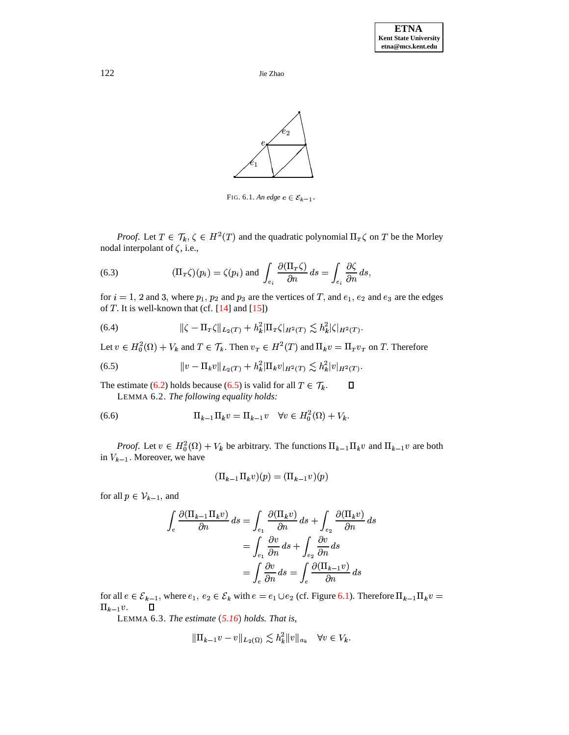FIG. 6.1. *An edge $e \in \mathcal{E}_{k-1}$.*

*Proof.* Let $T \in \mathcal{T}_k$, $\zeta \in H^2(T)$ and the quadratic polynomial $\Pi_T \zeta$ on $T$ be the Morley nodal interpolant of $\zeta$, i.e.,

$$(\Pi_T \zeta)(p_i) = \zeta(p_i) \text{ and } \int_{e_i} \frac{\partial(\Pi_T \zeta)}{\partial n}\, ds = \int_{e_i} \frac{\partial \zeta}{\partial n}\, ds, \tag{6.3}$$

for $i = 1$, $2$ and $3$, where $p_1$, $p_2$ and $p_3$ are the vertices of $T$, and $e_1$, $e_2$ and $e_3$ are the edges of $T$. It is well-known that (cf. [14] and [15])

$$\|\zeta - \Pi_T \zeta\|_{L_2(T)} + h_k^2 |\Pi_T \zeta|_{H^2(T)} \lesssim h_k^2 |\zeta|_{H^2(T)}. \tag{6.4}$$

Let $v \in H_0^2(\Omega) + V_k$ and $T \in \mathcal{T}_k$. Then $v_T \in H^2(T)$ and $\Pi_k v = \Pi_T v_T$ on $T$. Therefore

$$\|v - \Pi_k v\|_{L_2(T)} + h_k^2 |\Pi_k v|_{H^2(T)} \lesssim h_k^2 |v|_{H^2(T)}. \tag{6.5}$$

The estimate (6.2) holds because (6.5) is valid for all $T \in \mathcal{T}_k$. $\square$

LEMMA 6.2. *The following equality holds:*

$$\Pi_{k-1} \Pi_k v = \Pi_{k-1} v \quad \forall v \in H_0^2(\Omega) + V_k. \tag{6.6}$$

*Proof.* Let $v \in H_0^2(\Omega) + V_k$ be arbitrary. The functions $\Pi_{k-1}\Pi_k v$ and $\Pi_{k-1} v$ are both in $V_{k-1}$. Moreover, we have

$$(\Pi_{k-1}\Pi_k v)(p) = (\Pi_{k-1} v)(p)$$

for all $p \in \mathcal{V}_{k-1}$, and

$$\begin{aligned}
\int_e \frac{\partial(\Pi_{k-1}\Pi_k v)}{\partial n}\, ds &= \int_{e_1} \frac{\partial(\Pi_k v)}{\partial n}\, ds + \int_{e_2} \frac{\partial(\Pi_k v)}{\partial n}\, ds \\
&= \int_{e_1} \frac{\partial v}{\partial n}\, ds + \int_{e_2} \frac{\partial v}{\partial n}\, ds \\
&= \int_e \frac{\partial v}{\partial n}\, ds = \int_e \frac{\partial(\Pi_{k-1} v)}{\partial n}\, ds
\end{aligned}$$

for all $e \in \mathcal{E}_{k-1}$, where $e_1$, $e_2 \in \mathcal{E}_k$ with $e = e_1 \cup e_2$ (cf. Figure 6.1). Therefore $\Pi_{k-1}\Pi_k v = \Pi_{k-1} v$. $\square$

LEMMA 6.3. *The estimate (5.16) holds. That is,*

$$\|\Pi_{k-1} v - v\|_{L_2(\Omega)} \lesssim h_k^2 \|v\|_{a_k} \quad \forall v \in V_k.$$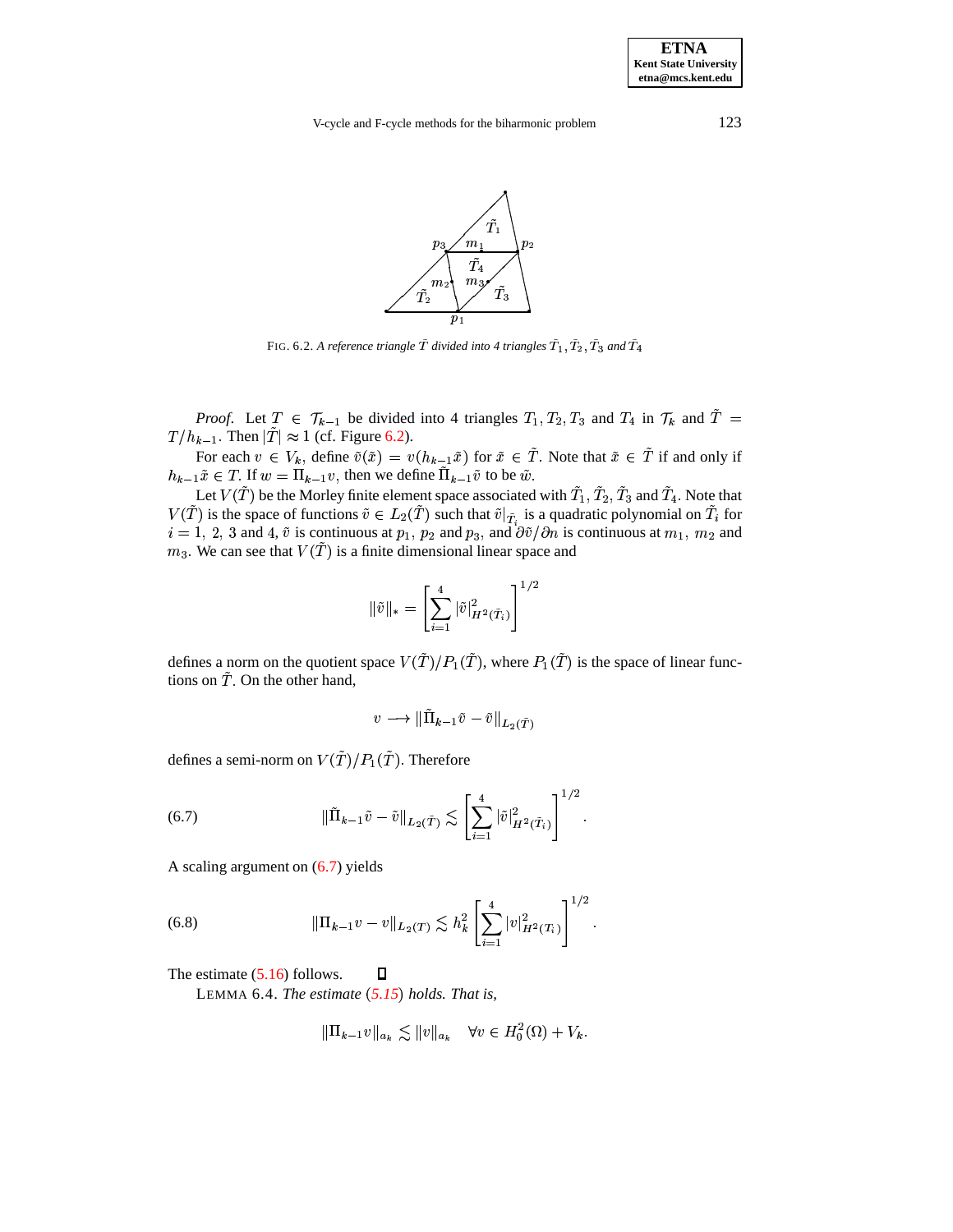FIG. 6.2. *A reference triangle $\tilde{T}$ divided into 4 triangles $\tilde{T}_1, \tilde{T}_2, \tilde{T}_3$ and $\tilde{T}_4$*

*Proof.* Let $T \in \mathcal{T}_{k-1}$ be divided into 4 triangles $T_1, T_2, T_3$ and $T_4$ in $\mathcal{T}_k$ and $\tilde{T} = T/h_{k-1}$. Then $|\tilde{T}| \approx 1$ (cf. Figure 6.2).

For each $v \in V_k$, define $\tilde{v}(\tilde{x}) = v(h_{k-1}\tilde{x})$ for $\tilde{x} \in \tilde{T}$. Note that $\tilde{x} \in \tilde{T}$ if and only if $h_{k-1}\tilde{x} \in T$. If $w = \Pi_{k-1}v$, then we define $\tilde{\Pi}_{k-1}\tilde{v}$ to be $\tilde{w}$.

Let $V(\tilde{T})$ be the Morley finite element space associated with $\tilde{T}_1, \tilde{T}_2, \tilde{T}_3$ and $\tilde{T}_4$. Note that $V(\tilde{T})$ is the space of functions $\tilde{v} \in L_2(\tilde{T})$ such that $\tilde{v}|_{\tilde{T}_i}$ is a quadratic polynomial on $\tilde{T}_i$ for $i = 1,\ 2,\ 3$ and $4$, $\tilde{v}$ is continuous at $p_1,\ p_2$ and $p_3$, and $\partial\tilde{v}/\partial n$ is continuous at $m_1,\ m_2$ and $m_3$. We can see that $V(\tilde{T})$ is a finite dimensional linear space and

$$\|\tilde{v}\|_* = \left[\sum_{i=1}^{4} |\tilde{v}|^2_{H^2(\tilde{T}_i)}\right]^{1/2}$$

defines a norm on the quotient space $V(\tilde{T})/P_1(\tilde{T})$, where $P_1(\tilde{T})$ is the space of linear functions on $\tilde{T}$. On the other hand,

$$v \longrightarrow \|\tilde{\Pi}_{k-1}\tilde{v} - \tilde{v}\|_{L_2(\tilde{T})}$$

defines a semi-norm on $V(\tilde{T})/P_1(\tilde{T})$. Therefore

$$\|\tilde{\Pi}_{k-1}\tilde{v} - \tilde{v}\|_{L_2(\tilde{T})} \lesssim \left[\sum_{i=1}^{4} |\tilde{v}|^2_{H^2(\tilde{T}_i)}\right]^{1/2}. \tag{6.7}$$

A scaling argument on (6.7) yields

$$\|\Pi_{k-1}v - v\|_{L_2(T)} \lesssim h_k^2 \left[\sum_{i=1}^{4} |v|^2_{H^2(T_i)}\right]^{1/2}. \tag{6.8}$$

The estimate (5.16) follows. $\square$

LEMMA 6.4. *The estimate (5.15) holds. That is,*

$$\|\Pi_{k-1}v\|_{a_k} \lesssim \|v\|_{a_k} \quad \forall v \in H_0^2(\Omega) + V_k.$$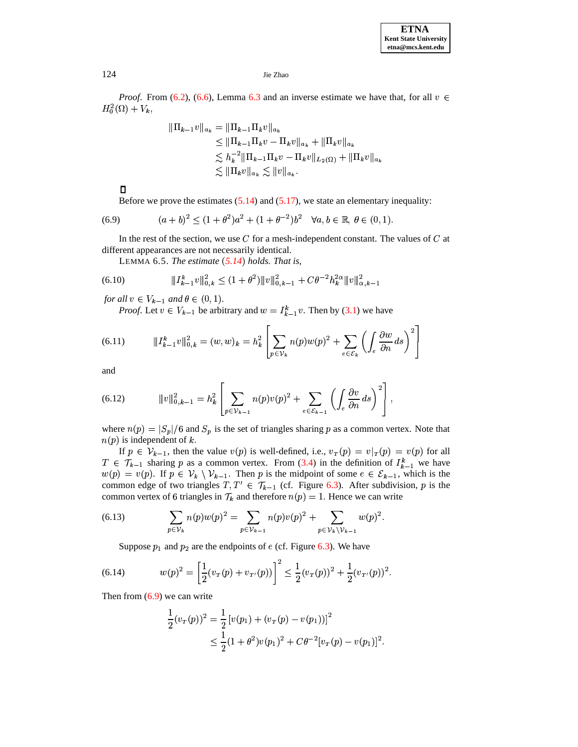*Proof.* From (6.2), (6.6), Lemma 6.3 and an inverse estimate we have that, for all $v \in H_0^2(\Omega) + V_k$,

$$
\begin{aligned}
\|\Pi_{k-1} v\|_{a_k} &= \|\Pi_{k-1}\Pi_k v\|_{a_k} \\
&\le \|\Pi_{k-1}\Pi_k v - \Pi_k v\|_{a_k} + \|\Pi_k v\|_{a_k} \\
&\lesssim h_k^{-2}\|\Pi_{k-1}\Pi_k v - \Pi_k v\|_{L_2(\Omega)} + \|\Pi_k v\|_{a_k} \\
&\lesssim \|\Pi_k v\|_{a_k} \lesssim \|v\|_{a_k}.
\end{aligned}
$$

∎

Before we prove the estimates (5.14) and (5.17), we state an elementary inequality:

$$
(a+b)^2 \le (1+\theta^2)a^2 + (1+\theta^{-2})b^2 \quad \forall a, b \in \mathbb{R},\ \theta \in (0,1). \tag{6.9}
$$

In the rest of the section, we use $C$ for a mesh-independent constant. The values of $C$ at different appearances are not necessarily identical.

LEMMA 6.5. *The estimate (5.14) holds. That is,*

$$
\|I_{k-1}^k v\|_{0,k}^2 \le (1+\theta^2)\|v\|_{0,k-1}^2 + C\theta^{-2}h_k^{2\alpha}\|v\|_{\alpha,k-1}^2 \tag{6.10}
$$

*for all $v \in V_{k-1}$ and $\theta \in (0,1)$.*

*Proof.* Let $v \in V_{k-1}$ be arbitrary and $w = I_{k-1}^k v$. Then by (3.1) we have

$$
\|I_{k-1}^k v\|_{0,k}^2 = (w,w)_k = h_k^2\left[\sum_{p\in\mathcal{V}_k} n(p)w(p)^2 + \sum_{e\in\mathcal{E}_k}\left(\int_e \frac{\partial w}{\partial n}\,ds\right)^2\right] \tag{6.11}
$$

and

$$
\|v\|_{0,k-1}^2 = h_k^2\left[\sum_{p\in\mathcal{V}_{k-1}} n(p)v(p)^2 + \sum_{e\in\mathcal{E}_{k-1}}\left(\int_e \frac{\partial v}{\partial n}\,ds\right)^2\right], \tag{6.12}
$$

where $n(p) = |S_p|/6$ and $S_p$ is the set of triangles sharing $p$ as a common vertex. Note that $n(p)$ is independent of $k$.

If $p \in \mathcal{V}_{k-1}$, then the value $v(p)$ is well-defined, i.e., $v_T(p) = v|_T(p) = v(p)$ for all $T \in \mathcal{T}_{k-1}$ sharing $p$ as a common vertex. From (3.4) in the definition of $I_{k-1}^k$ we have $w(p) = v(p)$. If $p \in \mathcal{V}_k \setminus \mathcal{V}_{k-1}$. Then $p$ is the midpoint of some $e \in \mathcal{E}_{k-1}$, which is the common edge of two triangles $T, T' \in \mathcal{T}_{k-1}$ (cf. Figure 6.3). After subdivision, $p$ is the common vertex of 6 triangles in $\mathcal{T}_k$ and therefore $n(p) = 1$. Hence we can write

$$
\sum_{p\in\mathcal{V}_k} n(p)w(p)^2 = \sum_{p\in\mathcal{V}_{k-1}} n(p)v(p)^2 + \sum_{p\in\mathcal{V}_k\setminus\mathcal{V}_{k-1}} w(p)^2. \tag{6.13}
$$

Suppose $p_1$ and $p_2$ are the endpoints of $e$ (cf. Figure 6.3). We have

$$
w(p)^2 = \left[\frac{1}{2}(v_T(p) + v_{T'}(p))\right]^2 \le \frac{1}{2}(v_T(p))^2 + \frac{1}{2}(v_{T'}(p))^2. \tag{6.14}
$$

Then from (6.9) we can write

$$
\begin{aligned}
\frac{1}{2}(v_T(p))^2 &= \frac{1}{2}\left[v(p_1) + (v_T(p) - v(p_1))\right]^2 \\
&\le \frac{1}{2}(1+\theta^2)v(p_1)^2 + C\theta^{-2}[v_T(p) - v(p_1)]^2.
\end{aligned}
$$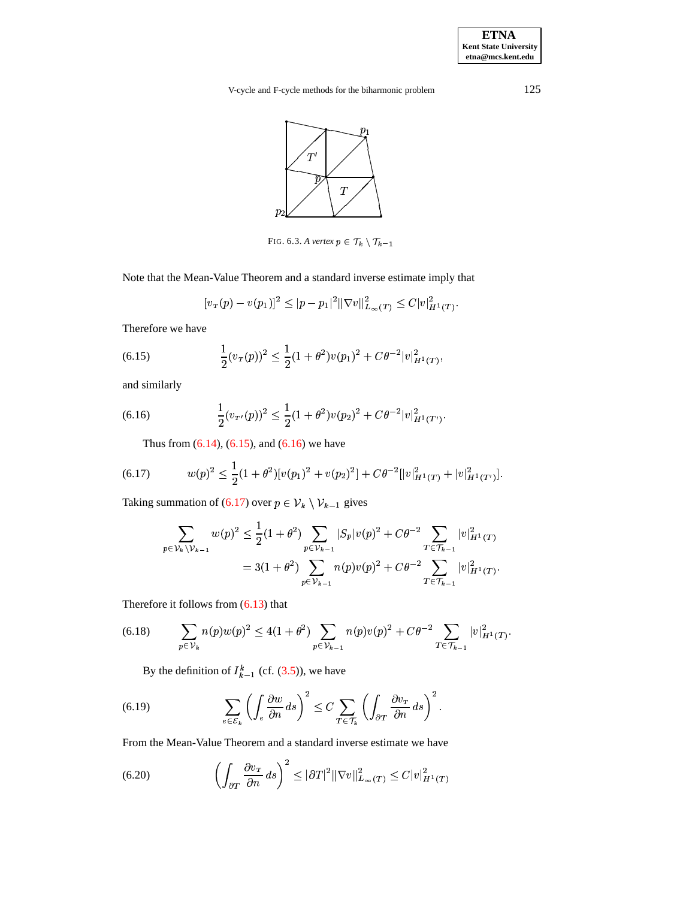FIG. 6.3. *A vertex* $p \in \mathcal{T}_k \setminus \mathcal{T}_{k-1}$

Note that the Mean-Value Theorem and a standard inverse estimate imply that

$$[v_T(p) - v(p_1)]^2 \le |p - p_1|^2 \|\nabla v\|^2_{L_\infty(T)} \le C|v|^2_{H^1(T)}.$$

Therefore we have

$$\frac{1}{2}(v_T(p))^2 \le \frac{1}{2}(1+\theta^2)v(p_1)^2 + C\theta^{-2}|v|^2_{H^1(T)}, \tag{6.15}$$

and similarly

$$\frac{1}{2}(v_{T'}(p))^2 \le \frac{1}{2}(1+\theta^2)v(p_2)^2 + C\theta^{-2}|v|^2_{H^1(T')}. \tag{6.16}$$

Thus from (6.14), (6.15), and (6.16) we have

$$w(p)^2 \le \frac{1}{2}(1+\theta^2)[v(p_1)^2 + v(p_2)^2] + C\theta^{-2}[|v|^2_{H^1(T)} + |v|^2_{H^1(T')}]. \tag{6.17}$$

Taking summation of (6.17) over $p \in \mathcal{V}_k \setminus \mathcal{V}_{k-1}$ gives

$$\begin{aligned}
\sum_{p \in \mathcal{V}_k \setminus \mathcal{V}_{k-1}} w(p)^2 &\le \frac{1}{2}(1+\theta^2) \sum_{p \in \mathcal{V}_{k-1}} |S_p| v(p)^2 + C\theta^{-2} \sum_{T \in \mathcal{T}_{k-1}} |v|^2_{H^1(T)} \\
&= 3(1+\theta^2) \sum_{p \in \mathcal{V}_{k-1}} n(p) v(p)^2 + C\theta^{-2} \sum_{T \in \mathcal{T}_{k-1}} |v|^2_{H^1(T)}.
\end{aligned}$$

Therefore it follows from (6.13) that

$$\sum_{p \in \mathcal{V}_k} n(p) w(p)^2 \le 4(1+\theta^2) \sum_{p \in \mathcal{V}_{k-1}} n(p) v(p)^2 + C\theta^{-2} \sum_{T \in \mathcal{T}_{k-1}} |v|^2_{H^1(T)}. \tag{6.18}$$

By the definition of $I^k_{k-1}$ (cf. (3.5)), we have

$$\sum_{e \in \mathcal{E}_k} \left( \int_e \frac{\partial w}{\partial n} ds \right)^2 \le C \sum_{T \in \mathcal{T}_k} \left( \int_{\partial T} \frac{\partial v_T}{\partial n} ds \right)^2. \tag{6.19}$$

From the Mean-Value Theorem and a standard inverse estimate we have

$$\left( \int_{\partial T} \frac{\partial v_T}{\partial n} ds \right)^2 \le |\partial T|^2 \|\nabla v\|^2_{L_\infty(T)} \le C|v|^2_{H^1(T)} \tag{6.20}$$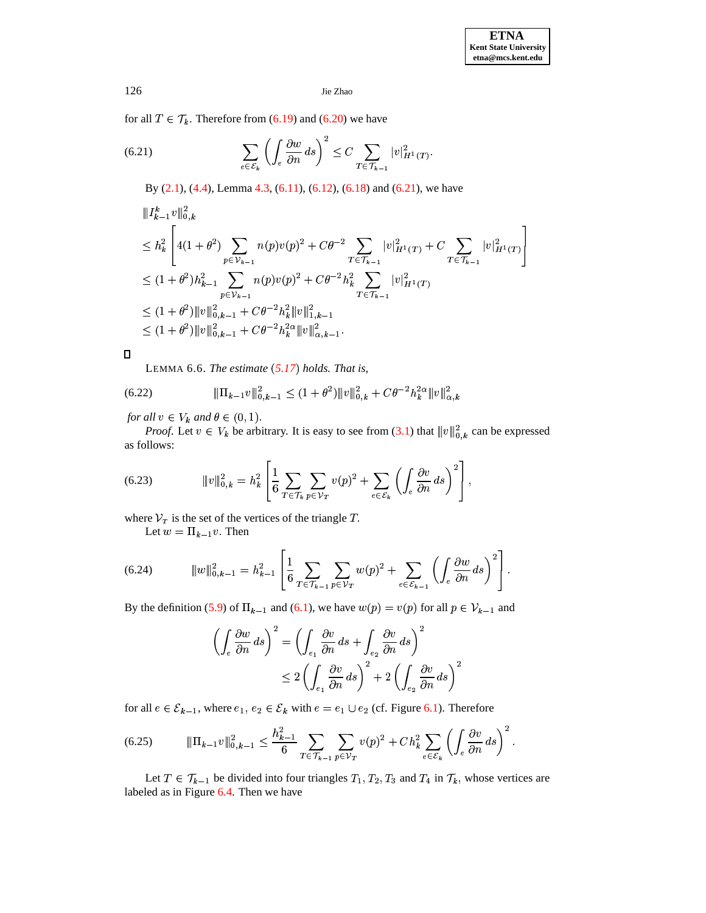for all $T \in \mathcal{T}_k$. Therefore from (6.19) and (6.20) we have

$$\sum_{e \in \mathcal{E}_k} \left( \int_e \frac{\partial w}{\partial n} \, ds \right)^2 \le C \sum_{T \in \mathcal{T}_{k-1}} |v|^2_{H^1(T)}. \tag{6.21}$$

By (2.1), (4.4), Lemma 4.3, (6.11), (6.12), (6.18) and (6.21), we have

$$\begin{aligned}
&\| I^k_{k-1} v \|^2_{0,k} \\
&\le h_k^2 \left[ 4(1+\theta^2) \sum_{p \in \mathcal{V}_{k-1}} n(p) v(p)^2 + C\theta^{-2} \sum_{T \in \mathcal{T}_{k-1}} |v|^2_{H^1(T)} + C \sum_{T \in \mathcal{T}_{k-1}} |v|^2_{H^1(T)} \right] \\
&\le (1+\theta^2) h_{k-1}^2 \sum_{p \in \mathcal{V}_{k-1}} n(p) v(p)^2 + C\theta^{-2} h_k^2 \sum_{T \in \mathcal{T}_{k-1}} |v|^2_{H^1(T)} \\
&\le (1+\theta^2) \| v \|^2_{0,k-1} + C\theta^{-2} h_k^2 \| v \|^2_{1,k-1} \\
&\le (1+\theta^2) \| v \|^2_{0,k-1} + C\theta^{-2} h_k^{2\alpha} \| v \|^2_{\alpha,k-1}.
\end{aligned}$$

∎

LEMMA 6.6. *The estimate (5.17) holds. That is,*

$$\| \Pi_{k-1} v \|^2_{0,k-1} \le (1+\theta^2) \| v \|^2_{0,k} + C\theta^{-2} h_k^{2\alpha} \| v \|^2_{\alpha,k} \tag{6.22}$$

*for all $v \in V_k$ and $\theta \in (0,1)$.*

*Proof*. Let $v \in V_k$ be arbitrary. It is easy to see from (3.1) that $\| v \|^2_{0,k}$ can be expressed as follows:

$$\| v \|^2_{0,k} = h_k^2 \left[ \frac{1}{6} \sum_{T \in \mathcal{T}_k} \sum_{p \in \mathcal{V}_T} v(p)^2 + \sum_{e \in \mathcal{E}_k} \left( \int_e \frac{\partial v}{\partial n} \, ds \right)^2 \right], \tag{6.23}$$

where $\mathcal{V}_T$ is the set of the vertices of the triangle $T$.

Let $w = \Pi_{k-1} v$. Then

$$\| w \|^2_{0,k-1} = h_{k-1}^2 \left[ \frac{1}{6} \sum_{T \in \mathcal{T}_{k-1}} \sum_{p \in \mathcal{V}_T} w(p)^2 + \sum_{e \in \mathcal{E}_{k-1}} \left( \int_e \frac{\partial w}{\partial n} \, ds \right)^2 \right]. \tag{6.24}$$

By the definition (5.9) of $\Pi_{k-1}$ and (6.1), we have $w(p) = v(p)$ for all $p \in \mathcal{V}_{k-1}$ and

$$\begin{aligned}
\left( \int_e \frac{\partial w}{\partial n} \, ds \right)^2 &= \left( \int_{e_1} \frac{\partial v}{\partial n} \, ds + \int_{e_2} \frac{\partial v}{\partial n} \, ds \right)^2 \\
&\le 2 \left( \int_{e_1} \frac{\partial v}{\partial n} \, ds \right)^2 + 2 \left( \int_{e_2} \frac{\partial v}{\partial n} \, ds \right)^2
\end{aligned}$$

for all $e \in \mathcal{E}_{k-1}$, where $e_1, e_2 \in \mathcal{E}_k$ with $e = e_1 \cup e_2$ (cf. Figure 6.1). Therefore

$$\| \Pi_{k-1} v \|^2_{0,k-1} \le \frac{h_{k-1}^2}{6} \sum_{T \in \mathcal{T}_{k-1}} \sum_{p \in \mathcal{V}_T} v(p)^2 + C h_k^2 \sum_{e \in \mathcal{E}_k} \left( \int_e \frac{\partial v}{\partial n} \, ds \right)^2. \tag{6.25}$$

Let $T \in \mathcal{T}_{k-1}$ be divided into four triangles $T_1, T_2, T_3$ and $T_4$ in $\mathcal{T}_k$, whose vertices are labeled as in Figure 6.4. Then we have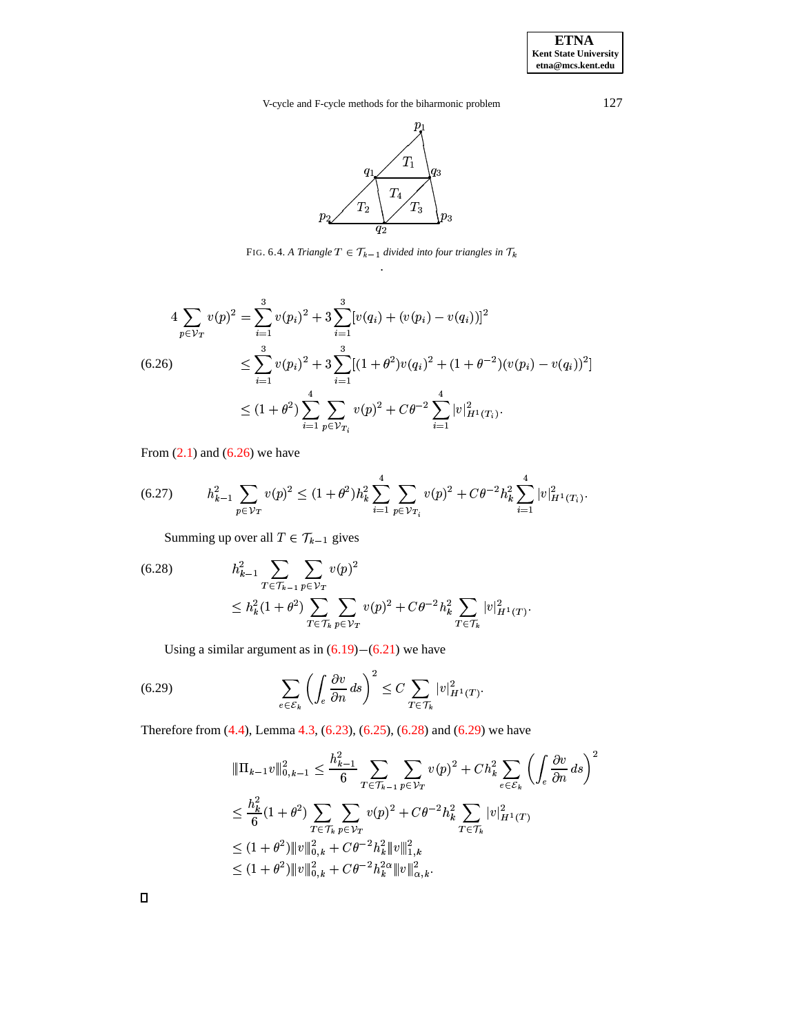FIG. 6.4. *A Triangle $T \in \mathcal{T}_{k-1}$ divided into four triangles in $\mathcal{T}_k$*

$$
\begin{aligned}
4\sum_{p\in\mathcal{V}_T} v(p)^2 &= \sum_{i=1}^{3} v(p_i)^2 + 3\sum_{i=1}^{3}[v(q_i) + (v(p_i) - v(q_i))]^2 \\
&\le \sum_{i=1}^{3} v(p_i)^2 + 3\sum_{i=1}^{3}[(1+\theta^2)v(q_i)^2 + (1+\theta^{-2})(v(p_i) - v(q_i))^2] \qquad (6.26)\\
&\le (1+\theta^2)\sum_{i=1}^{4}\sum_{p\in\mathcal{V}_{T_i}} v(p)^2 + C\theta^{-2}\sum_{i=1}^{4}|v|^2_{H^1(T_i)}.
\end{aligned}
$$

From (2.1) and (6.26) we have

$$
h_{k-1}^2 \sum_{p\in\mathcal{V}_T} v(p)^2 \le (1+\theta^2)h_k^2\sum_{i=1}^{4}\sum_{p\in\mathcal{V}_{T_i}} v(p)^2 + C\theta^{-2}h_k^2\sum_{i=1}^{4}|v|^2_{H^1(T_i)}. \tag{6.27}
$$

Summing up over all $T \in \mathcal{T}_{k-1}$ gives

$$
\begin{aligned}
&h_{k-1}^2 \sum_{T\in\mathcal{T}_{k-1}}\sum_{p\in\mathcal{V}_T} v(p)^2 \qquad (6.28)\\
&\le h_k^2(1+\theta^2)\sum_{T\in\mathcal{T}_k}\sum_{p\in\mathcal{V}_T} v(p)^2 + C\theta^{-2}h_k^2\sum_{T\in\mathcal{T}_k}|v|^2_{H^1(T)}.
\end{aligned}
$$

Using a similar argument as in (6.19)−(6.21) we have

$$
\sum_{e\in\mathcal{E}_k}\left(\int_e \frac{\partial v}{\partial n}\,ds\right)^2 \le C\sum_{T\in\mathcal{T}_k}|v|^2_{H^1(T)}. \tag{6.29}
$$

Therefore from (4.4), Lemma 4.3, (6.23), (6.25), (6.28) and (6.29) we have

$$
\begin{aligned}
|\!|\!|\Pi_{k-1}v|\!|\!|^2_{0,k-1} &\le \frac{h_{k-1}^2}{6}\sum_{T\in\mathcal{T}_{k-1}}\sum_{p\in\mathcal{V}_T} v(p)^2 + Ch_k^2\sum_{e\in\mathcal{E}_k}\left(\int_e \frac{\partial v}{\partial n}\,ds\right)^2 \\
&\le \frac{h_k^2}{6}(1+\theta^2)\sum_{T\in\mathcal{T}_k}\sum_{p\in\mathcal{V}_T} v(p)^2 + C\theta^{-2}h_k^2\sum_{T\in\mathcal{T}_k}|v|^2_{H^1(T)} \\
&\le (1+\theta^2)|\!|\!|v|\!|\!|^2_{0,k} + C\theta^{-2}h_k^2|\!|\!|v|\!|\!|^2_{1,k} \\
&\le (1+\theta^2)|\!|\!|v|\!|\!|^2_{0,k} + C\theta^{-2}h_k^{2\alpha}|\!|\!|v|\!|\!|^2_{\alpha,k}.
\end{aligned}
$$

□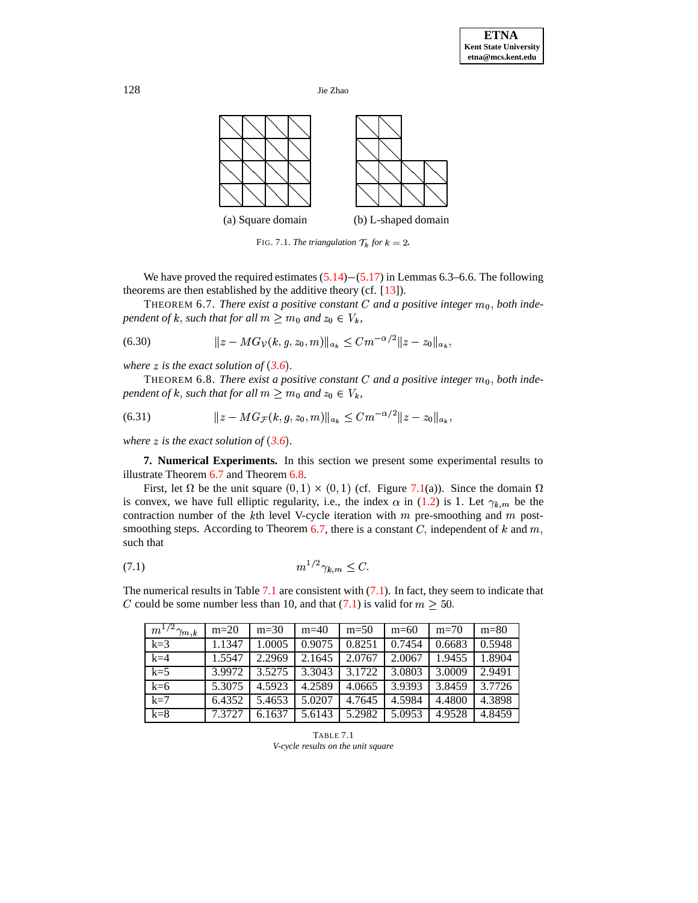(a) Square domain

(b) L-shaped domain

FIG. 7.1. *The triangulation $\mathcal{T}_k$ for $k = 2$.*

We have proved the required estimates (5.14)–(5.17) in Lemmas 6.3–6.6. The following theorems are then established by the additive theory (cf. [13]).

THEOREM 6.7. *There exist a positive constant $C$ and a positive integer $m_0$, both independent of $k$, such that for all $m \geq m_0$ and $z_0 \in V_k$,*

$$\|z - MG_{\mathcal{V}}(k, g, z_0, m)\|_{a_k} \leq Cm^{-\alpha/2}\|z - z_0\|_{a_k}, \tag{6.30}$$

*where $z$ is the exact solution of (3.6).*

THEOREM 6.8. *There exist a positive constant $C$ and a positive integer $m_0$, both independent of $k$, such that for all $m \geq m_0$ and $z_0 \in V_k$,*

$$\|z - MG_{\mathcal{F}}(k, g, z_0, m)\|_{a_k} \leq Cm^{-\alpha/2}\|z - z_0\|_{a_k}, \tag{6.31}$$

*where $z$ is the exact solution of (3.6).*

## 7. Numerical Experiments.

In this section we present some experimental results to illustrate Theorem 6.7 and Theorem 6.8.

First, let $\Omega$ be the unit square $(0, 1) \times (0, 1)$ (cf. Figure 7.1(a)). Since the domain $\Omega$ is convex, we have full elliptic regularity, i.e., the index $\alpha$ in (1.2) is 1. Let $\gamma_{k,m}$ be the contraction number of the $k$th level V-cycle iteration with $m$ pre-smoothing and $m$ post-smoothing steps. According to Theorem 6.7, there is a constant $C$, independent of $k$ and $m$, such that

$$m^{1/2}\gamma_{k,m} \leq C. \tag{7.1}$$

The numerical results in Table 7.1 are consistent with (7.1). In fact, they seem to indicate that $C$ could be some number less than 10, and that (7.1) is valid for $m \geq 50$.

| $m^{1/2}\gamma_{m,k}$ | m=20 | m=30 | m=40 | m=50 | m=60 | m=70 | m=80 |
|---|---|---|---|---|---|---|---|
| k=3 | 1.1347 | 1.0005 | 0.9075 | 0.8251 | 0.7454 | 0.6683 | 0.5948 |
| k=4 | 1.5547 | 2.2969 | 2.1645 | 2.0767 | 2.0067 | 1.9455 | 1.8904 |
| k=5 | 3.9972 | 3.5275 | 3.3043 | 3.1722 | 3.0803 | 3.0009 | 2.9491 |
| k=6 | 5.3075 | 4.5923 | 4.2589 | 4.0665 | 3.9393 | 3.8459 | 3.7726 |
| k=7 | 6.4352 | 5.4653 | 5.0207 | 4.7645 | 4.5984 | 4.4800 | 4.3898 |
| k=8 | 7.3727 | 6.1637 | 5.6143 | 5.2982 | 5.0953 | 4.9528 | 4.8459 |

TABLE 7.1
*V-cycle results on the unit square*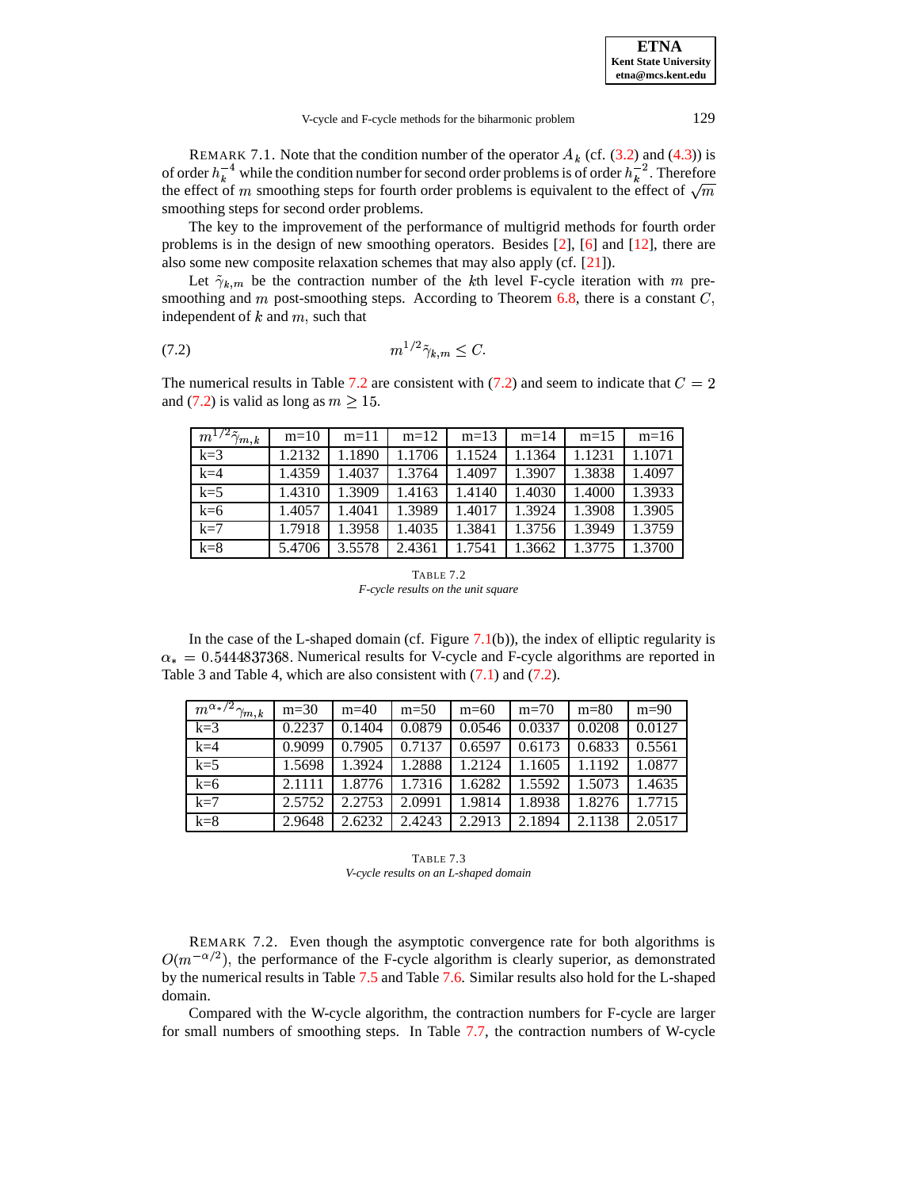REMARK 7.1. Note that the condition number of the operator $A_k$ (cf. (3.2) and (4.3)) is of order $h_k^{-4}$ while the condition number for second order problems is of order $h_k^{-2}$. Therefore the effect of $m$ smoothing steps for fourth order problems is equivalent to the effect of $\sqrt{m}$ smoothing steps for second order problems.

The key to the improvement of the performance of multigrid methods for fourth order problems is in the design of new smoothing operators. Besides [2], [6] and [12], there are also some new composite relaxation schemes that may also apply (cf. [21]).

Let $\tilde{\gamma}_{k,m}$ be the contraction number of the $k$th level F-cycle iteration with $m$ pre-smoothing and $m$ post-smoothing steps. According to Theorem 6.8, there is a constant $C$, independent of $k$ and $m$, such that

$$m^{1/2}\tilde{\gamma}_{k,m} \leq C. \tag{7.2}$$

The numerical results in Table 7.2 are consistent with (7.2) and seem to indicate that $C = 2$ and (7.2) is valid as long as $m \geq 15$.

| $m^{1/2}\tilde{\gamma}_{m,k}$ | m=10 | m=11 | m=12 | m=13 | m=14 | m=15 | m=16 |
|---|---|---|---|---|---|---|---|
| k=3 | 1.2132 | 1.1890 | 1.1706 | 1.1524 | 1.1364 | 1.1231 | 1.1071 |
| k=4 | 1.4359 | 1.4037 | 1.3764 | 1.4097 | 1.3907 | 1.3838 | 1.4097 |
| k=5 | 1.4310 | 1.3909 | 1.4163 | 1.4140 | 1.4030 | 1.4000 | 1.3933 |
| k=6 | 1.4057 | 1.4041 | 1.3989 | 1.4017 | 1.3924 | 1.3908 | 1.3905 |
| k=7 | 1.7918 | 1.3958 | 1.4035 | 1.3841 | 1.3756 | 1.3949 | 1.3759 |
| k=8 | 5.4706 | 3.5578 | 2.4361 | 1.7541 | 1.3662 | 1.3775 | 1.3700 |

TABLE 7.2
*F-cycle results on the unit square*

In the case of the L-shaped domain (cf. Figure 7.1(b)), the index of elliptic regularity is $\alpha_* = 0.5444837368$. Numerical results for V-cycle and F-cycle algorithms are reported in Table 3 and Table 4, which are also consistent with (7.1) and (7.2).

| $m^{\alpha_*/2}\gamma_{m,k}$ | m=30 | m=40 | m=50 | m=60 | m=70 | m=80 | m=90 |
|---|---|---|---|---|---|---|---|
| k=3 | 0.2237 | 0.1404 | 0.0879 | 0.0546 | 0.0337 | 0.0208 | 0.0127 |
| k=4 | 0.9099 | 0.7905 | 0.7137 | 0.6597 | 0.6173 | 0.6833 | 0.5561 |
| k=5 | 1.5698 | 1.3924 | 1.2888 | 1.2124 | 1.1605 | 1.1192 | 1.0877 |
| k=6 | 2.1111 | 1.8776 | 1.7316 | 1.6282 | 1.5592 | 1.5073 | 1.4635 |
| k=7 | 2.5752 | 2.2753 | 2.0991 | 1.9814 | 1.8938 | 1.8276 | 1.7715 |
| k=8 | 2.9648 | 2.6232 | 2.4243 | 2.2913 | 2.1894 | 2.1138 | 2.0517 |

TABLE 7.3
*V-cycle results on an L-shaped domain*

REMARK 7.2. Even though the asymptotic convergence rate for both algorithms is $O(m^{-\alpha/2})$, the performance of the F-cycle algorithm is clearly superior, as demonstrated by the numerical results in Table 7.5 and Table 7.6. Similar results also hold for the L-shaped domain.

Compared with the W-cycle algorithm, the contraction numbers for F-cycle are larger for small numbers of smoothing steps. In Table 7.7, the contraction numbers of W-cycle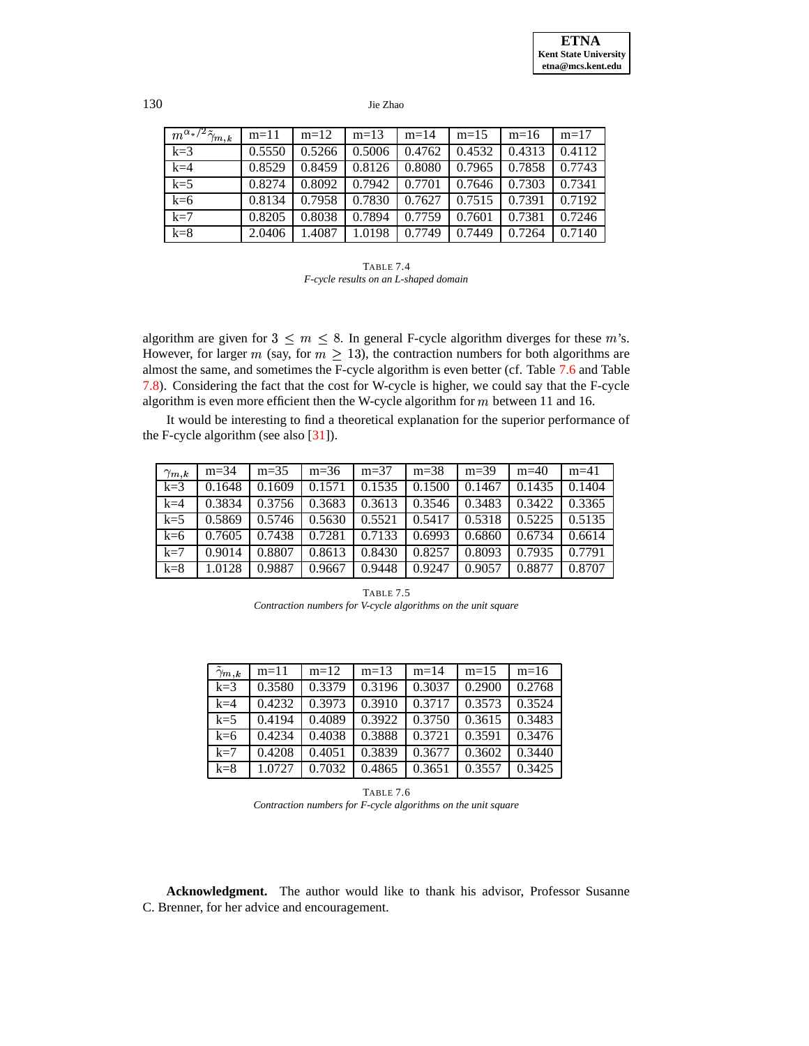| $m^{\alpha_*/2}\tilde{\gamma}_{m,k}$ | m=11 | m=12 | m=13 | m=14 | m=15 | m=16 | m=17 |
|---|---|---|---|---|---|---|---|
| k=3 | 0.5550 | 0.5266 | 0.5006 | 0.4762 | 0.4532 | 0.4313 | 0.4112 |
| k=4 | 0.8529 | 0.8459 | 0.8126 | 0.8080 | 0.7965 | 0.7858 | 0.7743 |
| k=5 | 0.8274 | 0.8092 | 0.7942 | 0.7701 | 0.7646 | 0.7303 | 0.7341 |
| k=6 | 0.8134 | 0.7958 | 0.7830 | 0.7627 | 0.7515 | 0.7391 | 0.7192 |
| k=7 | 0.8205 | 0.8038 | 0.7894 | 0.7759 | 0.7601 | 0.7381 | 0.7246 |
| k=8 | 2.0406 | 1.4087 | 1.0198 | 0.7749 | 0.7449 | 0.7264 | 0.7140 |

TABLE 7.4
*F-cycle results on an L-shaped domain*

algorithm are given for $3 \leq m \leq 8$. In general F-cycle algorithm diverges for these $m$'s. However, for larger $m$ (say, for $m \geq 13$), the contraction numbers for both algorithms are almost the same, and sometimes the F-cycle algorithm is even better (cf. Table 7.6 and Table 7.8). Considering the fact that the cost for W-cycle is higher, we could say that the F-cycle algorithm is even more efficient then the W-cycle algorithm for $m$ between 11 and 16.

It would be interesting to find a theoretical explanation for the superior performance of the F-cycle algorithm (see also [31]).

| $\gamma_{m,k}$ | m=34 | m=35 | m=36 | m=37 | m=38 | m=39 | m=40 | m=41 |
|---|---|---|---|---|---|---|---|---|
| k=3 | 0.1648 | 0.1609 | 0.1571 | 0.1535 | 0.1500 | 0.1467 | 0.1435 | 0.1404 |
| k=4 | 0.3834 | 0.3756 | 0.3683 | 0.3613 | 0.3546 | 0.3483 | 0.3422 | 0.3365 |
| k=5 | 0.5869 | 0.5746 | 0.5630 | 0.5521 | 0.5417 | 0.5318 | 0.5225 | 0.5135 |
| k=6 | 0.7605 | 0.7438 | 0.7281 | 0.7133 | 0.6993 | 0.6860 | 0.6734 | 0.6614 |
| k=7 | 0.9014 | 0.8807 | 0.8613 | 0.8430 | 0.8257 | 0.8093 | 0.7935 | 0.7791 |
| k=8 | 1.0128 | 0.9887 | 0.9667 | 0.9448 | 0.9247 | 0.9057 | 0.8877 | 0.8707 |

TABLE 7.5
*Contraction numbers for V-cycle algorithms on the unit square*

| $\tilde{\gamma}_{m,k}$ | m=11 | m=12 | m=13 | m=14 | m=15 | m=16 |
|---|---|---|---|---|---|---|
| k=3 | 0.3580 | 0.3379 | 0.3196 | 0.3037 | 0.2900 | 0.2768 |
| k=4 | 0.4232 | 0.3973 | 0.3910 | 0.3717 | 0.3573 | 0.3524 |
| k=5 | 0.4194 | 0.4089 | 0.3922 | 0.3750 | 0.3615 | 0.3483 |
| k=6 | 0.4234 | 0.4038 | 0.3888 | 0.3721 | 0.3591 | 0.3476 |
| k=7 | 0.4208 | 0.4051 | 0.3839 | 0.3677 | 0.3602 | 0.3440 |
| k=8 | 1.0727 | 0.7032 | 0.4865 | 0.3651 | 0.3557 | 0.3425 |

TABLE 7.6
*Contraction numbers for F-cycle algorithms on the unit square*

**Acknowledgment.** The author would like to thank his advisor, Professor Susanne C. Brenner, for her advice and encouragement.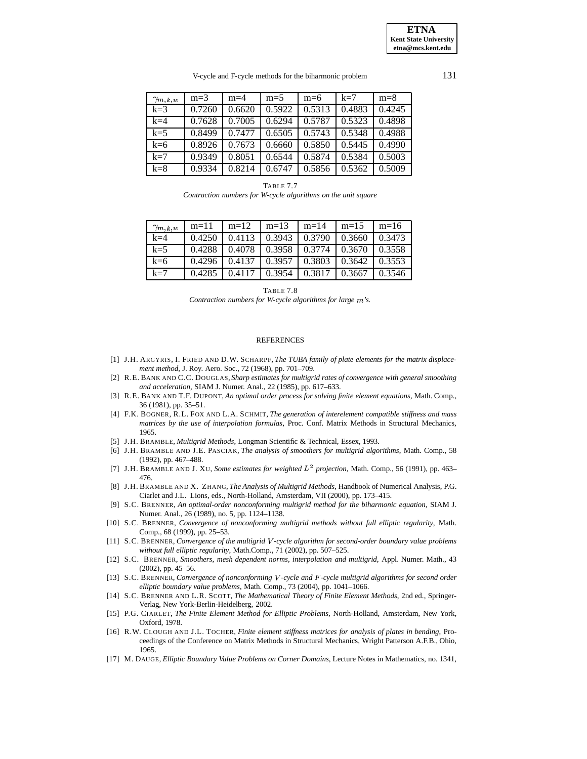| $\gamma_{m,k,w}$ | m=3 | m=4 | m=5 | m=6 | k=7 | m=8 |
|---|---|---|---|---|---|---|
| k=3 | 0.7260 | 0.6620 | 0.5922 | 0.5313 | 0.4883 | 0.4245 |
| k=4 | 0.7628 | 0.7005 | 0.6294 | 0.5787 | 0.5323 | 0.4898 |
| k=5 | 0.8499 | 0.7477 | 0.6505 | 0.5743 | 0.5348 | 0.4988 |
| k=6 | 0.8926 | 0.7673 | 0.6660 | 0.5850 | 0.5445 | 0.4990 |
| k=7 | 0.9349 | 0.8051 | 0.6544 | 0.5874 | 0.5384 | 0.5003 |
| k=8 | 0.9334 | 0.8214 | 0.6747 | 0.5856 | 0.5362 | 0.5009 |

TABLE 7.7
*Contraction numbers for W-cycle algorithms on the unit square*

| $\gamma_{m,k,w}$ | m=11 | m=12 | m=13 | m=14 | m=15 | m=16 |
|---|---|---|---|---|---|---|
| k=4 | 0.4250 | 0.4113 | 0.3943 | 0.3790 | 0.3660 | 0.3473 |
| k=5 | 0.4288 | 0.4078 | 0.3958 | 0.3774 | 0.3670 | 0.3558 |
| k=6 | 0.4296 | 0.4137 | 0.3957 | 0.3803 | 0.3642 | 0.3553 |
| k=7 | 0.4285 | 0.4117 | 0.3954 | 0.3817 | 0.3667 | 0.3546 |

TABLE 7.8
*Contraction numbers for W-cycle algorithms for large $m$'s.*

## REFERENCES

[1] J.H. ARGYRIS, I. FRIED AND D.W. SCHARPF, *The TUBA family of plate elements for the matrix displacement method*, J. Roy. Aero. Soc., 72 (1968), pp. 701–709.

[2] R.E. BANK AND C.C. DOUGLAS, *Sharp estimates for multigrid rates of convergence with general smoothing and acceleration*, SIAM J. Numer. Anal., 22 (1985), pp. 617–633.

[3] R.E. BANK AND T.F. DUPONT, *An optimal order process for solving finite element equations*, Math. Comp., 36 (1981), pp. 35–51.

[4] F.K. BOGNER, R.L. FOX AND L.A. SCHMIT, *The generation of interelement compatible stiffness and mass matrices by the use of interpolation formulas*, Proc. Conf. Matrix Methods in Structural Mechanics, 1965.

[5] J.H. BRAMBLE, *Multigrid Methods*, Longman Scientific & Technical, Essex, 1993.

[6] J.H. BRAMBLE AND J.E. PASCIAK, *The analysis of smoothers for multigrid algorithms*, Math. Comp., 58 (1992), pp. 467–488.

[7] J.H. BRAMBLE AND J. XU, *Some estimates for weighted $L^2$ projection*, Math. Comp., 56 (1991), pp. 463–476.

[8] J.H. BRAMBLE AND X. ZHANG, *The Analysis of Multigrid Methods*, Handbook of Numerical Analysis, P.G. Ciarlet and J.L. Lions, eds., North-Holland, Amsterdam, VII (2000), pp. 173–415.

[9] S.C. BRENNER, *An optimal-order nonconforming multigrid method for the biharmonic equation*, SIAM J. Numer. Anal., 26 (1989), no. 5, pp. 1124–1138.

[10] S.C. BRENNER, *Convergence of nonconforming multigrid methods without full elliptic regularity*, Math. Comp., 68 (1999), pp. 25–53.

[11] S.C. BRENNER, *Convergence of the multigrid $V$-cycle algorithm for second-order boundary value problems without full elliptic regularity*, Math.Comp., 71 (2002), pp. 507–525.

[12] S.C. BRENNER, *Smoothers, mesh dependent norms, interpolation and multigrid*, Appl. Numer. Math., 43 (2002), pp. 45–56.

[13] S.C. BRENNER, *Convergence of nonconforming $V$-cycle and $F$-cycle multigrid algorithms for second order elliptic boundary value problems*, Math. Comp., 73 (2004), pp. 1041–1066.

[14] S.C. BRENNER AND L.R. SCOTT, *The Mathematical Theory of Finite Element Methods*, 2nd ed., Springer-Verlag, New York-Berlin-Heidelberg, 2002.

[15] P.G. CIARLET, *The Finite Element Method for Elliptic Problems*, North-Holland, Amsterdam, New York, Oxford, 1978.

[16] R.W. CLOUGH AND J.L. TOCHER, *Finite element stiffness matrices for analysis of plates in bending*, Proceedings of the Conference on Matrix Methods in Structural Mechanics, Wright Patterson A.F.B., Ohio, 1965.

[17] M. DAUGE, *Elliptic Boundary Value Problems on Corner Domains*, Lecture Notes in Mathematics, no. 1341,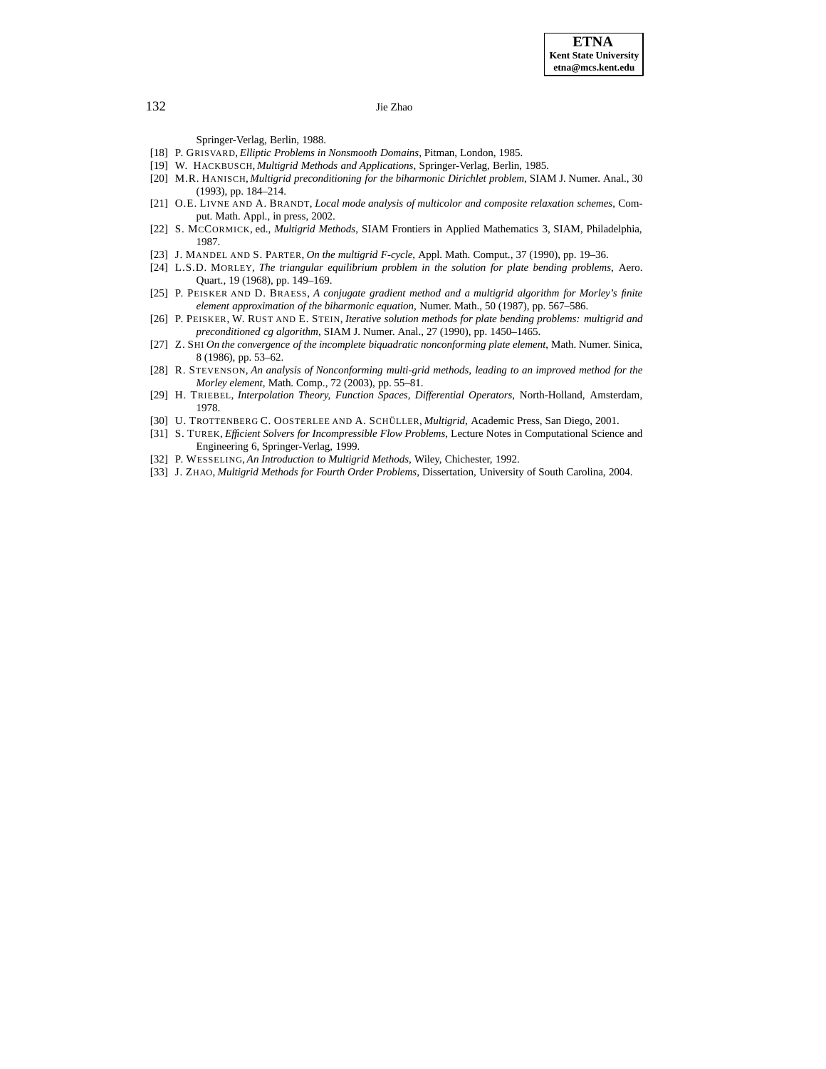Springer-Verlag, Berlin, 1988.

[18] P. GRISVARD, *Elliptic Problems in Nonsmooth Domains*, Pitman, London, 1985.

[19] W. HACKBUSCH, *Multigrid Methods and Applications*, Springer-Verlag, Berlin, 1985.

[20] M.R. HANISCH, *Multigrid preconditioning for the biharmonic Dirichlet problem*, SIAM J. Numer. Anal., 30 (1993), pp. 184–214.

[21] O.E. LIVNE AND A. BRANDT, *Local mode analysis of multicolor and composite relaxation schemes*, Comput. Math. Appl., in press, 2002.

[22] S. MCCORMICK, ed., *Multigrid Methods*, SIAM Frontiers in Applied Mathematics 3, SIAM, Philadelphia, 1987.

[23] J. MANDEL AND S. PARTER, *On the multigrid F-cycle*, Appl. Math. Comput., 37 (1990), pp. 19–36.

[24] L.S.D. MORLEY, *The triangular equilibrium problem in the solution for plate bending problems*, Aero. Quart., 19 (1968), pp. 149–169.

[25] P. PEISKER AND D. BRAESS, *A conjugate gradient method and a multigrid algorithm for Morley's finite element approximation of the biharmonic equation*, Numer. Math., 50 (1987), pp. 567–586.

[26] P. PEISKER, W. RUST AND E. STEIN, *Iterative solution methods for plate bending problems: multigrid and preconditioned cg algorithm*, SIAM J. Numer. Anal., 27 (1990), pp. 1450–1465.

[27] Z. SHI *On the convergence of the incomplete biquadratic nonconforming plate element*, Math. Numer. Sinica, 8 (1986), pp. 53–62.

[28] R. STEVENSON, *An analysis of Nonconforming multi-grid methods, leading to an improved method for the Morley element*, Math. Comp., 72 (2003), pp. 55–81.

[29] H. TRIEBEL, *Interpolation Theory, Function Spaces, Differential Operators*, North-Holland, Amsterdam, 1978.

[30] U. TROTTENBERG C. OOSTERLEE AND A. SCHÜLLER, *Multigrid*, Academic Press, San Diego, 2001.

[31] S. TUREK, *Efficient Solvers for Incompressible Flow Problems*, Lecture Notes in Computational Science and Engineering 6, Springer-Verlag, 1999.

[32] P. WESSELING, *An Introduction to Multigrid Methods*, Wiley, Chichester, 1992.

[33] J. ZHAO, *Multigrid Methods for Fourth Order Problems*, Dissertation, University of South Carolina, 2004.